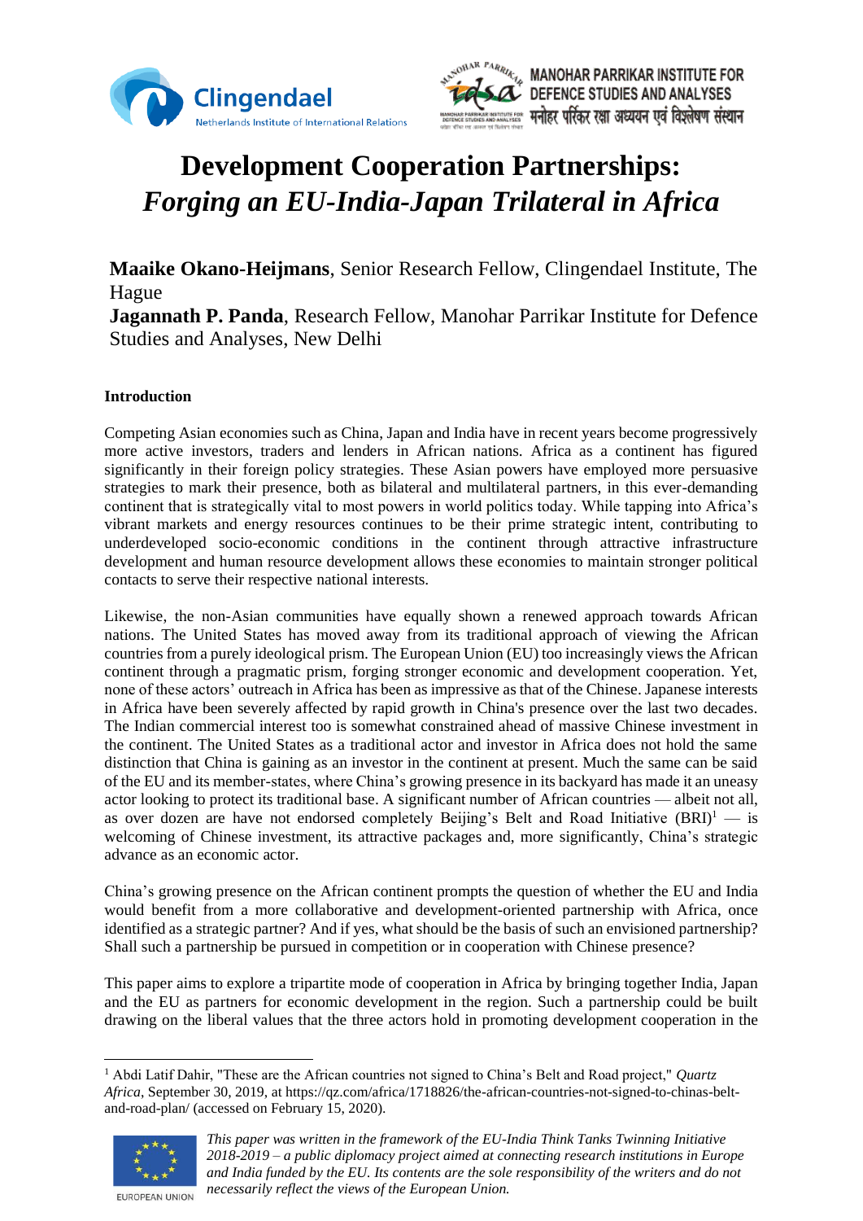# Development Cooperation Partnerships: *Forging an EU-India-Japan Trilateral in Africa*

**Maaike Okano-Heijmans**, Senior Research Fellow, Clingendael Institute, The Hague
**Jagannath P. Panda**, Research Fellow, Manohar Parrikar Institute for Defence Studies and Analyses, New Delhi

## Introduction

Competing Asian economies such as China, Japan and India have in recent years become progressively more active investors, traders and lenders in African nations. Africa as a continent has figured significantly in their foreign policy strategies. These Asian powers have employed more persuasive strategies to mark their presence, both as bilateral and multilateral partners, in this ever-demanding continent that is strategically vital to most powers in world politics today. While tapping into Africa's vibrant markets and energy resources continues to be their prime strategic intent, contributing to underdeveloped socio-economic conditions in the continent through attractive infrastructure development and human resource development allows these economies to maintain stronger political contacts to serve their respective national interests.

Likewise, the non-Asian communities have equally shown a renewed approach towards African nations. The United States has moved away from its traditional approach of viewing the African countries from a purely ideological prism. The European Union (EU) too increasingly views the African continent through a pragmatic prism, forging stronger economic and development cooperation. Yet, none of these actors' outreach in Africa has been as impressive as that of the Chinese. Japanese interests in Africa have been severely affected by rapid growth in China's presence over the last two decades. The Indian commercial interest too is somewhat constrained ahead of massive Chinese investment in the continent. The United States as a traditional actor and investor in Africa does not hold the same distinction that China is gaining as an investor in the continent at present. Much the same can be said of the EU and its member-states, where China's growing presence in its backyard has made it an uneasy actor looking to protect its traditional base. A significant number of African countries — albeit not all, as over dozen are have not endorsed completely Beijing's Belt and Road Initiative (BRI)[1] — is welcoming of Chinese investment, its attractive packages and, more significantly, China's strategic advance as an economic actor.

China's growing presence on the African continent prompts the question of whether the EU and India would benefit from a more collaborative and development-oriented partnership with Africa, once identified as a strategic partner? And if yes, what should be the basis of such an envisioned partnership? Shall such a partnership be pursued in competition or in cooperation with Chinese presence?

This paper aims to explore a tripartite mode of cooperation in Africa by bringing together India, Japan and the EU as partners for economic development in the region. Such a partnership could be built drawing on the liberal values that the three actors hold in promoting development cooperation in the

[1] Abdi Latif Dahir, "These are the African countries not signed to China's Belt and Road project," *Quartz Africa*, September 30, 2019, at https://qz.com/africa/1718826/the-african-countries-not-signed-to-chinas-belt-and-road-plan/ (accessed on February 15, 2020).

*This paper was written in the framework of the EU-India Think Tanks Twinning Initiative 2018-2019 – a public diplomacy project aimed at connecting research institutions in Europe and India funded by the EU. Its contents are the sole responsibility of the writers and do not necessarily reflect the views of the European Union.*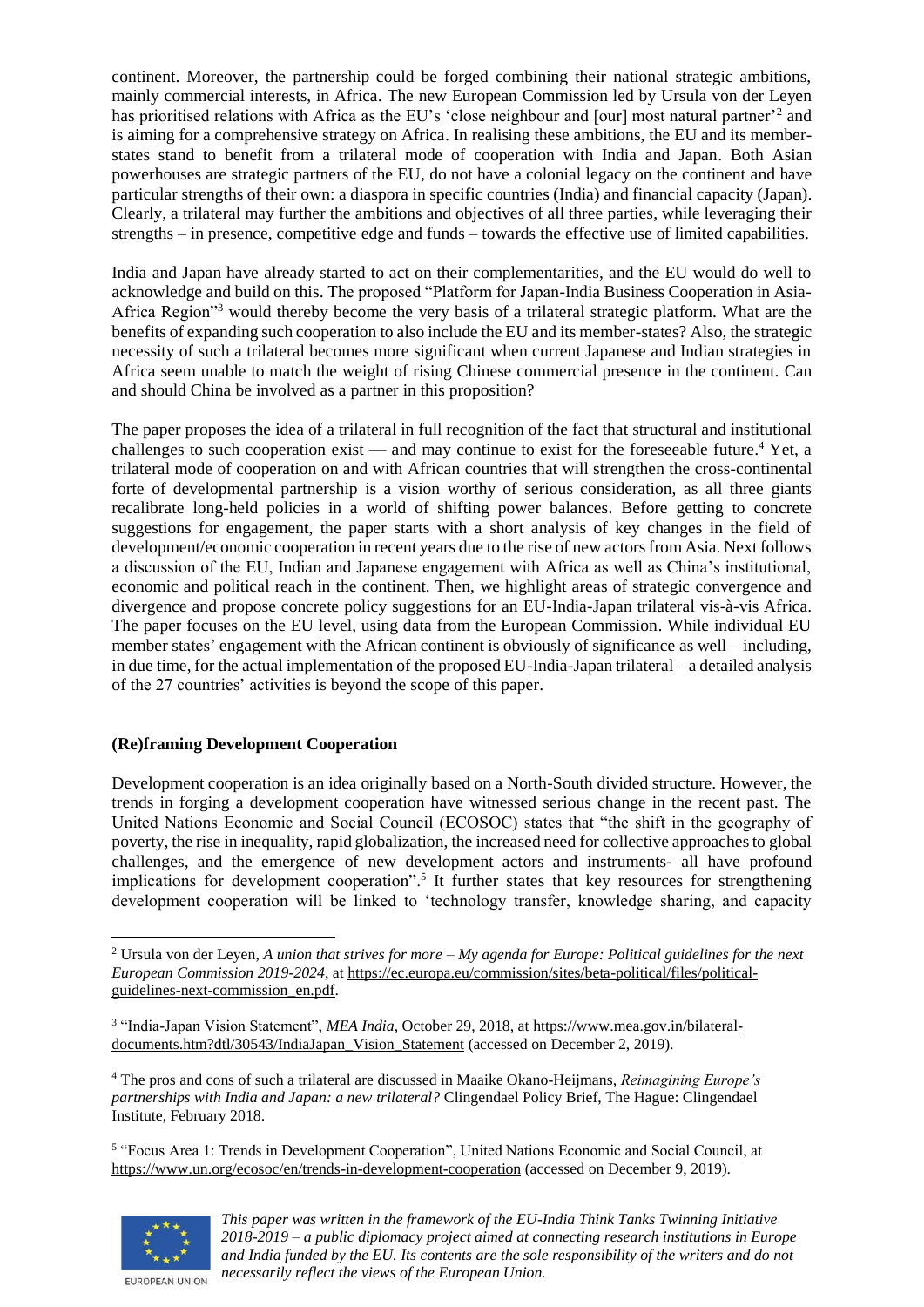continent. Moreover, the partnership could be forged combining their national strategic ambitions, mainly commercial interests, in Africa. The new European Commission led by Ursula von der Leyen has prioritised relations with Africa as the EU's 'close neighbour and [our] most natural partner'[2] and is aiming for a comprehensive strategy on Africa. In realising these ambitions, the EU and its member-states stand to benefit from a trilateral mode of cooperation with India and Japan. Both Asian powerhouses are strategic partners of the EU, do not have a colonial legacy on the continent and have particular strengths of their own: a diaspora in specific countries (India) and financial capacity (Japan). Clearly, a trilateral may further the ambitions and objectives of all three parties, while leveraging their strengths – in presence, competitive edge and funds – towards the effective use of limited capabilities.

India and Japan have already started to act on their complementarities, and the EU would do well to acknowledge and build on this. The proposed "Platform for Japan-India Business Cooperation in Asia-Africa Region"[3] would thereby become the very basis of a trilateral strategic platform. What are the benefits of expanding such cooperation to also include the EU and its member-states? Also, the strategic necessity of such a trilateral becomes more significant when current Japanese and Indian strategies in Africa seem unable to match the weight of rising Chinese commercial presence in the continent. Can and should China be involved as a partner in this proposition?

The paper proposes the idea of a trilateral in full recognition of the fact that structural and institutional challenges to such cooperation exist — and may continue to exist for the foreseeable future.[4] Yet, a trilateral mode of cooperation on and with African countries that will strengthen the cross-continental forte of developmental partnership is a vision worthy of serious consideration, as all three giants recalibrate long-held policies in a world of shifting power balances. Before getting to concrete suggestions for engagement, the paper starts with a short analysis of key changes in the field of development/economic cooperation in recent years due to the rise of new actors from Asia. Next follows a discussion of the EU, Indian and Japanese engagement with Africa as well as China's institutional, economic and political reach in the continent. Then, we highlight areas of strategic convergence and divergence and propose concrete policy suggestions for an EU-India-Japan trilateral vis-à-vis Africa. The paper focuses on the EU level, using data from the European Commission. While individual EU member states' engagement with the African continent is obviously of significance as well – including, in due time, for the actual implementation of the proposed EU-India-Japan trilateral – a detailed analysis of the 27 countries' activities is beyond the scope of this paper.

## (Re)framing Development Cooperation

Development cooperation is an idea originally based on a North-South divided structure. However, the trends in forging a development cooperation have witnessed serious change in the recent past. The United Nations Economic and Social Council (ECOSOC) states that "the shift in the geography of poverty, the rise in inequality, rapid globalization, the increased need for collective approaches to global challenges, and the emergence of new development actors and instruments- all have profound implications for development cooperation".[5] It further states that key resources for strengthening development cooperation will be linked to 'technology transfer, knowledge sharing, and capacity

---

[2] Ursula von der Leyen, *A union that strives for more – My agenda for Europe: Political guidelines for the next European Commission 2019-2024*, at https://ec.europa.eu/commission/sites/beta-political/files/political-guidelines-next-commission_en.pdf.

[3] "India-Japan Vision Statement", *MEA India*, October 29, 2018, at https://www.mea.gov.in/bilateral-documents.htm?dtl/30543/IndiaJapan_Vision_Statement (accessed on December 2, 2019).

[4] The pros and cons of such a trilateral are discussed in Maaike Okano-Heijmans, *Reimagining Europe's partnerships with India and Japan: a new trilateral?* Clingendael Policy Brief, The Hague: Clingendael Institute, February 2018.

[5] "Focus Area 1: Trends in Development Cooperation", United Nations Economic and Social Council, at https://www.un.org/ecosoc/en/trends-in-development-cooperation (accessed on December 9, 2019).

*This paper was written in the framework of the EU-India Think Tanks Twinning Initiative 2018-2019 – a public diplomacy project aimed at connecting research institutions in Europe and India funded by the EU. Its contents are the sole responsibility of the writers and do not necessarily reflect the views of the European Union.*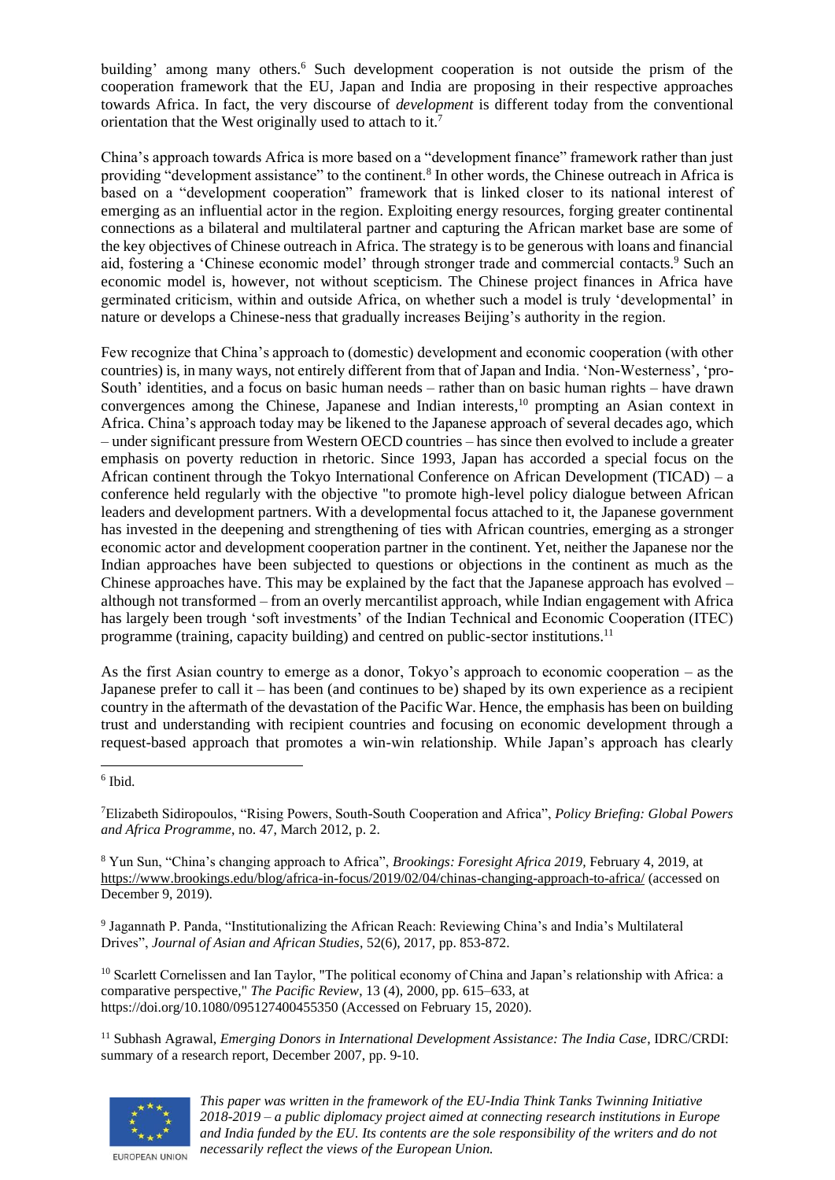building' among many others.[6] Such development cooperation is not outside the prism of the cooperation framework that the EU, Japan and India are proposing in their respective approaches towards Africa. In fact, the very discourse of *development* is different today from the conventional orientation that the West originally used to attach to it.[7]

China's approach towards Africa is more based on a "development finance" framework rather than just providing "development assistance" to the continent.[8] In other words, the Chinese outreach in Africa is based on a "development cooperation" framework that is linked closer to its national interest of emerging as an influential actor in the region. Exploiting energy resources, forging greater continental connections as a bilateral and multilateral partner and capturing the African market base are some of the key objectives of Chinese outreach in Africa. The strategy is to be generous with loans and financial aid, fostering a 'Chinese economic model' through stronger trade and commercial contacts.[9] Such an economic model is, however, not without scepticism. The Chinese project finances in Africa have germinated criticism, within and outside Africa, on whether such a model is truly 'developmental' in nature or develops a Chinese-ness that gradually increases Beijing's authority in the region.

Few recognize that China's approach to (domestic) development and economic cooperation (with other countries) is, in many ways, not entirely different from that of Japan and India. 'Non-Westerness', 'pro-South' identities, and a focus on basic human needs – rather than on basic human rights – have drawn convergences among the Chinese, Japanese and Indian interests,[10] prompting an Asian context in Africa. China's approach today may be likened to the Japanese approach of several decades ago, which – under significant pressure from Western OECD countries – has since then evolved to include a greater emphasis on poverty reduction in rhetoric. Since 1993, Japan has accorded a special focus on the African continent through the Tokyo International Conference on African Development (TICAD) – a conference held regularly with the objective "to promote high-level policy dialogue between African leaders and development partners. With a developmental focus attached to it, the Japanese government has invested in the deepening and strengthening of ties with African countries, emerging as a stronger economic actor and development cooperation partner in the continent. Yet, neither the Japanese nor the Indian approaches have been subjected to questions or objections in the continent as much as the Chinese approaches have. This may be explained by the fact that the Japanese approach has evolved – although not transformed – from an overly mercantilist approach, while Indian engagement with Africa has largely been trough 'soft investments' of the Indian Technical and Economic Cooperation (ITEC) programme (training, capacity building) and centred on public-sector institutions.[11]

As the first Asian country to emerge as a donor, Tokyo's approach to economic cooperation – as the Japanese prefer to call it – has been (and continues to be) shaped by its own experience as a recipient country in the aftermath of the devastation of the Pacific War. Hence, the emphasis has been on building trust and understanding with recipient countries and focusing on economic development through a request-based approach that promotes a win-win relationship. While Japan's approach has clearly

---

[6] Ibid.

[7] Elizabeth Sidiropoulos, "Rising Powers, South-South Cooperation and Africa", *Policy Briefing: Global Powers and Africa Programme*, no. 47, March 2012, p. 2.

[8] Yun Sun, "China's changing approach to Africa", *Brookings: Foresight Africa 2019*, February 4, 2019, at https://www.brookings.edu/blog/africa-in-focus/2019/02/04/chinas-changing-approach-to-africa/ (accessed on December 9, 2019).

[9] Jagannath P. Panda, "Institutionalizing the African Reach: Reviewing China's and India's Multilateral Drives", *Journal of Asian and African Studies*, 52(6), 2017, pp. 853-872.

[10] Scarlett Cornelissen and Ian Taylor, "The political economy of China and Japan's relationship with Africa: a comparative perspective," *The Pacific Review*, 13 (4), 2000, pp. 615–633, at https://doi.org/10.1080/095127400455350 (Accessed on February 15, 2020).

[11] Subhash Agrawal, *Emerging Donors in International Development Assistance: The India Case*, IDRC/CRDI: summary of a research report, December 2007, pp. 9-10.

*This paper was written in the framework of the EU-India Think Tanks Twinning Initiative 2018-2019 – a public diplomacy project aimed at connecting research institutions in Europe and India funded by the EU. Its contents are the sole responsibility of the writers and do not necessarily reflect the views of the European Union.*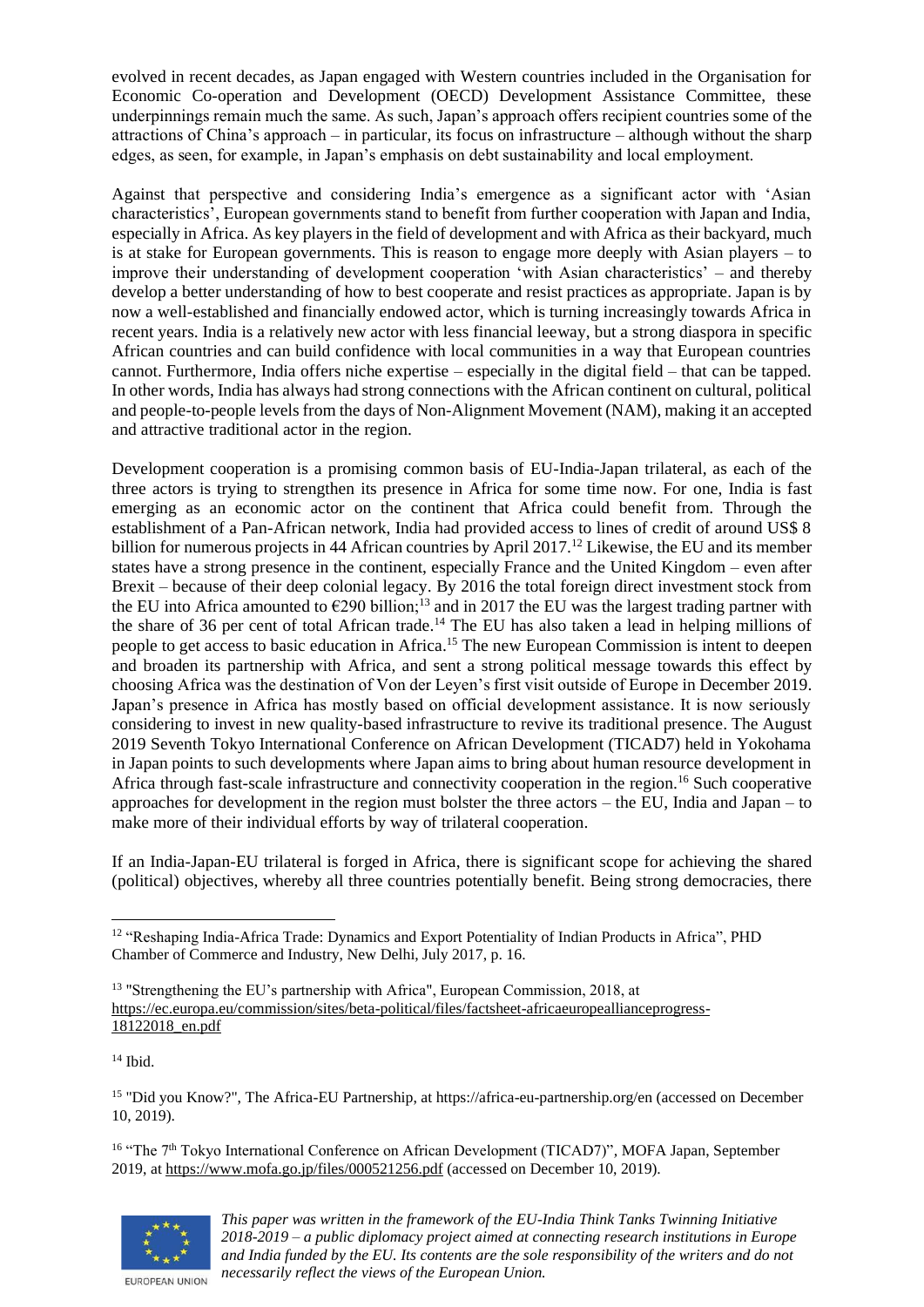evolved in recent decades, as Japan engaged with Western countries included in the Organisation for Economic Co-operation and Development (OECD) Development Assistance Committee, these underpinnings remain much the same. As such, Japan's approach offers recipient countries some of the attractions of China's approach – in particular, its focus on infrastructure – although without the sharp edges, as seen, for example, in Japan's emphasis on debt sustainability and local employment.

Against that perspective and considering India's emergence as a significant actor with 'Asian characteristics', European governments stand to benefit from further cooperation with Japan and India, especially in Africa. As key players in the field of development and with Africa as their backyard, much is at stake for European governments. This is reason to engage more deeply with Asian players – to improve their understanding of development cooperation 'with Asian characteristics' – and thereby develop a better understanding of how to best cooperate and resist practices as appropriate. Japan is by now a well-established and financially endowed actor, which is turning increasingly towards Africa in recent years. India is a relatively new actor with less financial leeway, but a strong diaspora in specific African countries and can build confidence with local communities in a way that European countries cannot. Furthermore, India offers niche expertise – especially in the digital field – that can be tapped. In other words, India has always had strong connections with the African continent on cultural, political and people-to-people levels from the days of Non-Alignment Movement (NAM), making it an accepted and attractive traditional actor in the region.

Development cooperation is a promising common basis of EU-India-Japan trilateral, as each of the three actors is trying to strengthen its presence in Africa for some time now. For one, India is fast emerging as an economic actor on the continent that Africa could benefit from. Through the establishment of a Pan-African network, India had provided access to lines of credit of around US$ 8 billion for numerous projects in 44 African countries by April 2017.[12] Likewise, the EU and its member states have a strong presence in the continent, especially France and the United Kingdom – even after Brexit – because of their deep colonial legacy. By 2016 the total foreign direct investment stock from the EU into Africa amounted to €290 billion;[13] and in 2017 the EU was the largest trading partner with the share of 36 per cent of total African trade.[14] The EU has also taken a lead in helping millions of people to get access to basic education in Africa.[15] The new European Commission is intent to deepen and broaden its partnership with Africa, and sent a strong political message towards this effect by choosing Africa was the destination of Von der Leyen's first visit outside of Europe in December 2019. Japan's presence in Africa has mostly based on official development assistance. It is now seriously considering to invest in new quality-based infrastructure to revive its traditional presence. The August 2019 Seventh Tokyo International Conference on African Development (TICAD7) held in Yokohama in Japan points to such developments where Japan aims to bring about human resource development in Africa through fast-scale infrastructure and connectivity cooperation in the region.[16] Such cooperative approaches for development in the region must bolster the three actors – the EU, India and Japan – to make more of their individual efforts by way of trilateral cooperation.

If an India-Japan-EU trilateral is forged in Africa, there is significant scope for achieving the shared (political) objectives, whereby all three countries potentially benefit. Being strong democracies, there

---

[12] "Reshaping India-Africa Trade: Dynamics and Export Potentiality of Indian Products in Africa", PHD Chamber of Commerce and Industry, New Delhi, July 2017, p. 16.

[13] "Strengthening the EU's partnership with Africa", European Commission, 2018, at https://ec.europa.eu/commission/sites/beta-political/files/factsheet-africaeuropeallianceprogress-18122018_en.pdf

[14] Ibid.

[15] "Did you Know?", The Africa-EU Partnership, at https://africa-eu-partnership.org/en (accessed on December 10, 2019).

[16] "The 7th Tokyo International Conference on African Development (TICAD7)", MOFA Japan, September 2019, at https://www.mofa.go.jp/files/000521256.pdf (accessed on December 10, 2019).

*This paper was written in the framework of the EU-India Think Tanks Twinning Initiative 2018-2019 – a public diplomacy project aimed at connecting research institutions in Europe and India funded by the EU. Its contents are the sole responsibility of the writers and do not necessarily reflect the views of the European Union.*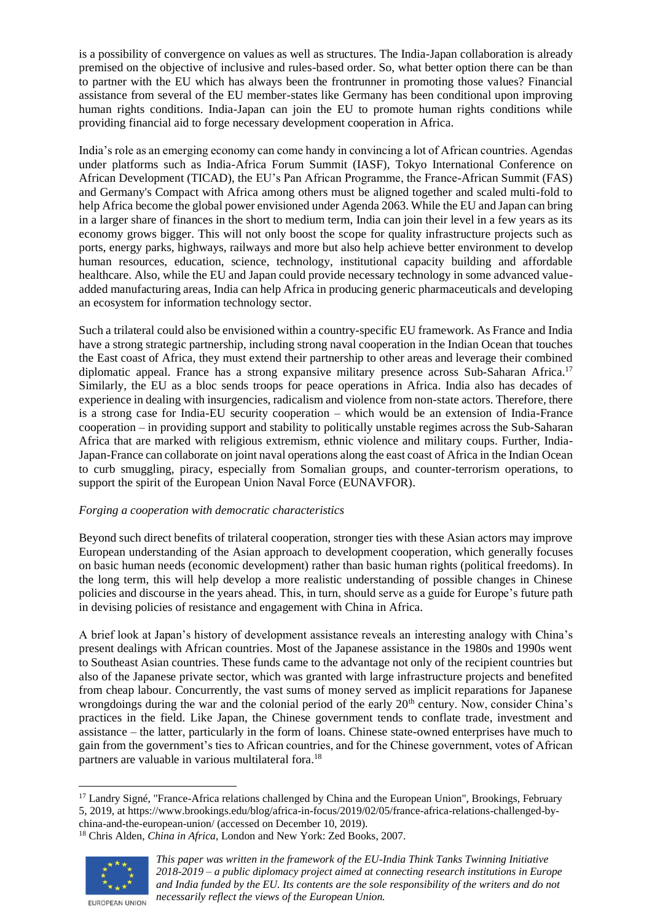is a possibility of convergence on values as well as structures. The India-Japan collaboration is already premised on the objective of inclusive and rules-based order. So, what better option there can be than to partner with the EU which has always been the frontrunner in promoting those values? Financial assistance from several of the EU member-states like Germany has been conditional upon improving human rights conditions. India-Japan can join the EU to promote human rights conditions while providing financial aid to forge necessary development cooperation in Africa.

India's role as an emerging economy can come handy in convincing a lot of African countries. Agendas under platforms such as India-Africa Forum Summit (IASF), Tokyo International Conference on African Development (TICAD), the EU's Pan African Programme, the France-African Summit (FAS) and Germany's Compact with Africa among others must be aligned together and scaled multi-fold to help Africa become the global power envisioned under Agenda 2063. While the EU and Japan can bring in a larger share of finances in the short to medium term, India can join their level in a few years as its economy grows bigger. This will not only boost the scope for quality infrastructure projects such as ports, energy parks, highways, railways and more but also help achieve better environment to develop human resources, education, science, technology, institutional capacity building and affordable healthcare. Also, while the EU and Japan could provide necessary technology in some advanced value-added manufacturing areas, India can help Africa in producing generic pharmaceuticals and developing an ecosystem for information technology sector.

Such a trilateral could also be envisioned within a country-specific EU framework. As France and India have a strong strategic partnership, including strong naval cooperation in the Indian Ocean that touches the East coast of Africa, they must extend their partnership to other areas and leverage their combined diplomatic appeal. France has a strong expansive military presence across Sub-Saharan Africa.[17] Similarly, the EU as a bloc sends troops for peace operations in Africa. India also has decades of experience in dealing with insurgencies, radicalism and violence from non-state actors. Therefore, there is a strong case for India-EU security cooperation – which would be an extension of India-France cooperation – in providing support and stability to politically unstable regimes across the Sub-Saharan Africa that are marked with religious extremism, ethnic violence and military coups. Further, India-Japan-France can collaborate on joint naval operations along the east coast of Africa in the Indian Ocean to curb smuggling, piracy, especially from Somalian groups, and counter-terrorism operations, to support the spirit of the European Union Naval Force (EUNAVFOR).

*Forging a cooperation with democratic characteristics*

Beyond such direct benefits of trilateral cooperation, stronger ties with these Asian actors may improve European understanding of the Asian approach to development cooperation, which generally focuses on basic human needs (economic development) rather than basic human rights (political freedoms). In the long term, this will help develop a more realistic understanding of possible changes in Chinese policies and discourse in the years ahead. This, in turn, should serve as a guide for Europe's future path in devising policies of resistance and engagement with China in Africa.

A brief look at Japan's history of development assistance reveals an interesting analogy with China's present dealings with African countries. Most of the Japanese assistance in the 1980s and 1990s went to Southeast Asian countries. These funds came to the advantage not only of the recipient countries but also of the Japanese private sector, which was granted with large infrastructure projects and benefited from cheap labour. Concurrently, the vast sums of money served as implicit reparations for Japanese wrongdoings during the war and the colonial period of the early 20th century. Now, consider China's practices in the field. Like Japan, the Chinese government tends to conflate trade, investment and assistance – the latter, particularly in the form of loans. Chinese state-owned enterprises have much to gain from the government's ties to African countries, and for the Chinese government, votes of African partners are valuable in various multilateral fora.[18]

---

[17] Landry Signé, "France-Africa relations challenged by China and the European Union", Brookings, February 5, 2019, at https://www.brookings.edu/blog/africa-in-focus/2019/02/05/france-africa-relations-challenged-by-china-and-the-european-union/ (accessed on December 10, 2019).

[18] Chris Alden, *China in Africa*, London and New York: Zed Books, 2007.

*This paper was written in the framework of the EU-India Think Tanks Twinning Initiative 2018-2019 – a public diplomacy project aimed at connecting research institutions in Europe and India funded by the EU. Its contents are the sole responsibility of the writers and do not necessarily reflect the views of the European Union.*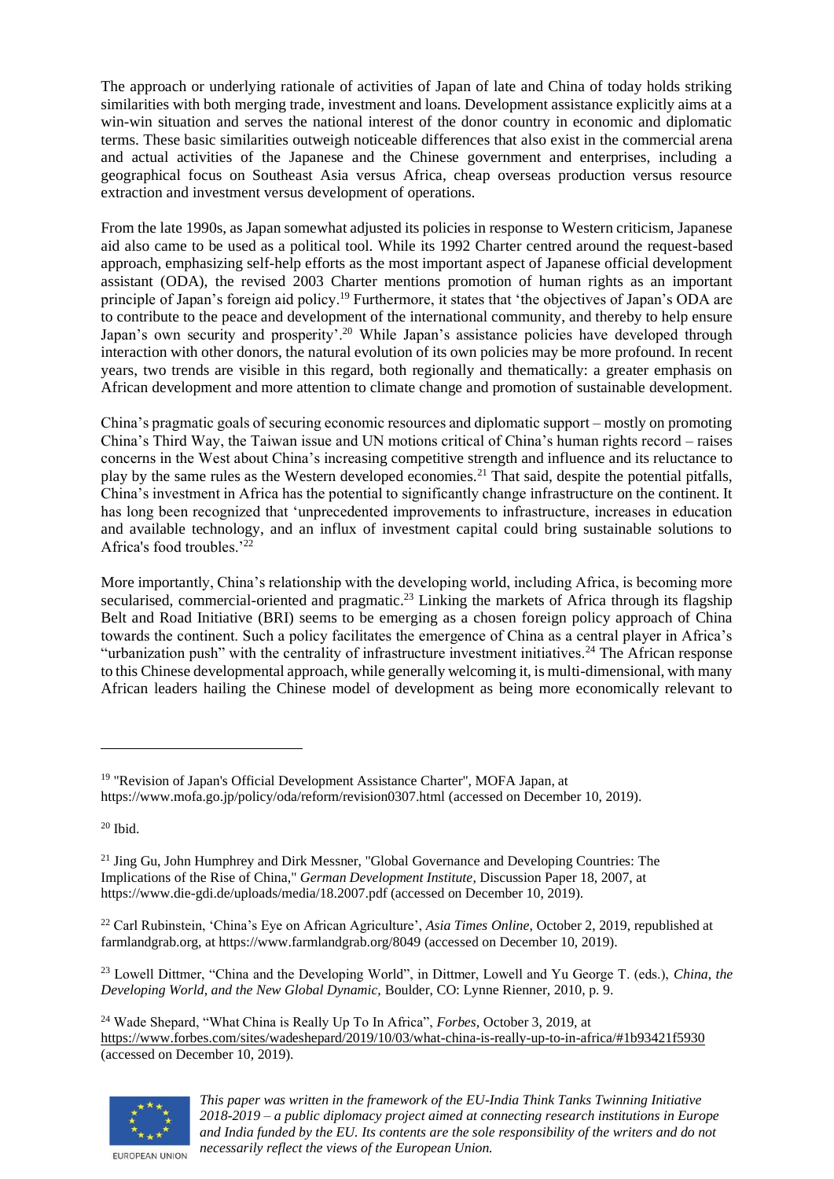The approach or underlying rationale of activities of Japan of late and China of today holds striking similarities with both merging trade, investment and loans. Development assistance explicitly aims at a win-win situation and serves the national interest of the donor country in economic and diplomatic terms. These basic similarities outweigh noticeable differences that also exist in the commercial arena and actual activities of the Japanese and the Chinese government and enterprises, including a geographical focus on Southeast Asia versus Africa, cheap overseas production versus resource extraction and investment versus development of operations.

From the late 1990s, as Japan somewhat adjusted its policies in response to Western criticism, Japanese aid also came to be used as a political tool. While its 1992 Charter centred around the request-based approach, emphasizing self-help efforts as the most important aspect of Japanese official development assistant (ODA), the revised 2003 Charter mentions promotion of human rights as an important principle of Japan's foreign aid policy.[19] Furthermore, it states that 'the objectives of Japan's ODA are to contribute to the peace and development of the international community, and thereby to help ensure Japan's own security and prosperity'.[20] While Japan's assistance policies have developed through interaction with other donors, the natural evolution of its own policies may be more profound. In recent years, two trends are visible in this regard, both regionally and thematically: a greater emphasis on African development and more attention to climate change and promotion of sustainable development.

China's pragmatic goals of securing economic resources and diplomatic support – mostly on promoting China's Third Way, the Taiwan issue and UN motions critical of China's human rights record – raises concerns in the West about China's increasing competitive strength and influence and its reluctance to play by the same rules as the Western developed economies.[21] That said, despite the potential pitfalls, China's investment in Africa has the potential to significantly change infrastructure on the continent. It has long been recognized that 'unprecedented improvements to infrastructure, increases in education and available technology, and an influx of investment capital could bring sustainable solutions to Africa's food troubles.'[22]

More importantly, China's relationship with the developing world, including Africa, is becoming more secularised, commercial-oriented and pragmatic.[23] Linking the markets of Africa through its flagship Belt and Road Initiative (BRI) seems to be emerging as a chosen foreign policy approach of China towards the continent. Such a policy facilitates the emergence of China as a central player in Africa's "urbanization push" with the centrality of infrastructure investment initiatives.[24] The African response to this Chinese developmental approach, while generally welcoming it, is multi-dimensional, with many African leaders hailing the Chinese model of development as being more economically relevant to

---

[19] "Revision of Japan's Official Development Assistance Charter", MOFA Japan, at https://www.mofa.go.jp/policy/oda/reform/revision0307.html (accessed on December 10, 2019).

[20] Ibid.

[21] Jing Gu, John Humphrey and Dirk Messner, "Global Governance and Developing Countries: The Implications of the Rise of China," *German Development Institute*, Discussion Paper 18, 2007, at https://www.die-gdi.de/uploads/media/18.2007.pdf (accessed on December 10, 2019).

[22] Carl Rubinstein, 'China's Eye on African Agriculture', *Asia Times Online*, October 2, 2019, republished at farmlandgrab.org, at https://www.farmlandgrab.org/8049 (accessed on December 10, 2019).

[23] Lowell Dittmer, "China and the Developing World", in Dittmer, Lowell and Yu George T. (eds.), *China, the Developing World, and the New Global Dynamic,* Boulder, CO: Lynne Rienner, 2010, p. 9.

[24] Wade Shepard, "What China is Really Up To In Africa", *Forbes,* October 3, 2019, at https://www.forbes.com/sites/wadeshepard/2019/10/03/what-china-is-really-up-to-in-africa/#1b93421f5930 (accessed on December 10, 2019).

*This paper was written in the framework of the EU-India Think Tanks Twinning Initiative 2018-2019 – a public diplomacy project aimed at connecting research institutions in Europe and India funded by the EU. Its contents are the sole responsibility of the writers and do not necessarily reflect the views of the European Union.*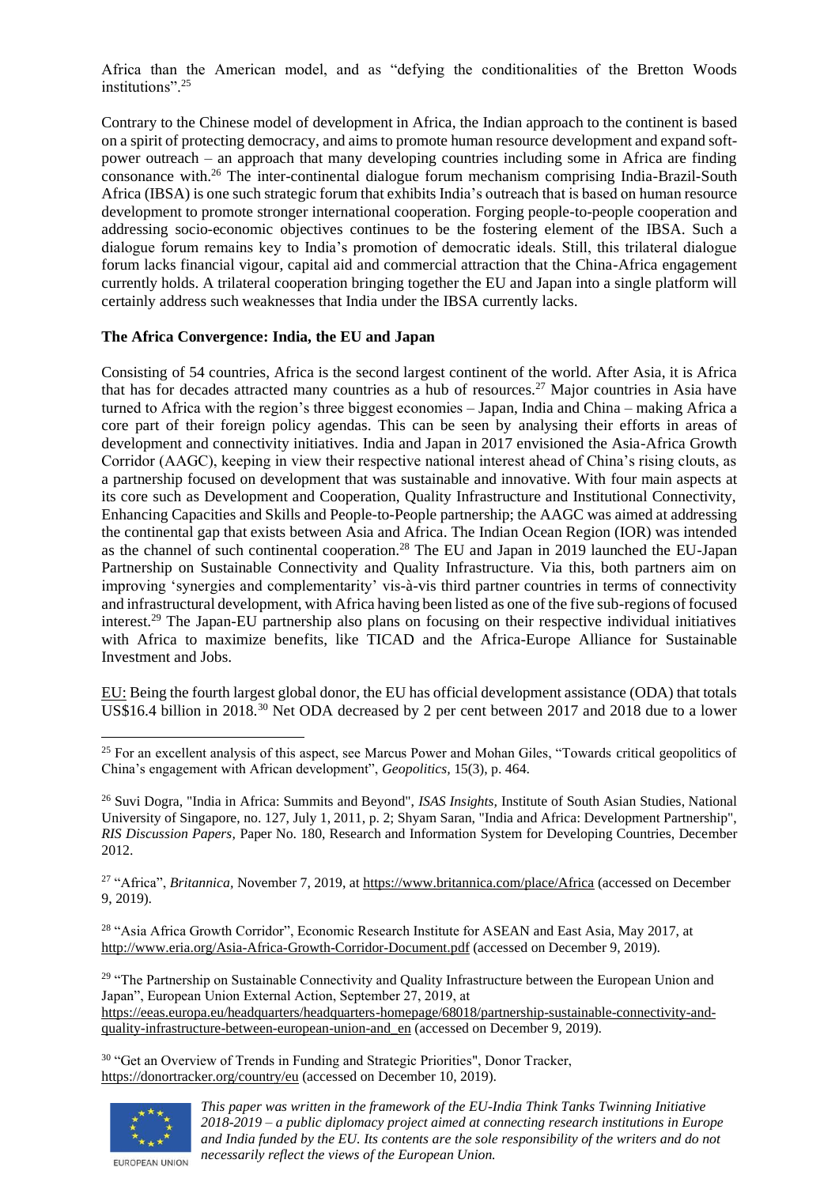Africa than the American model, and as "defying the conditionalities of the Bretton Woods institutions".[25]

Contrary to the Chinese model of development in Africa, the Indian approach to the continent is based on a spirit of protecting democracy, and aims to promote human resource development and expand soft-power outreach – an approach that many developing countries including some in Africa are finding consonance with.[26] The inter-continental dialogue forum mechanism comprising India-Brazil-South Africa (IBSA) is one such strategic forum that exhibits India's outreach that is based on human resource development to promote stronger international cooperation. Forging people-to-people cooperation and addressing socio-economic objectives continues to be the fostering element of the IBSA. Such a dialogue forum remains key to India's promotion of democratic ideals. Still, this trilateral dialogue forum lacks financial vigour, capital aid and commercial attraction that the China-Africa engagement currently holds. A trilateral cooperation bringing together the EU and Japan into a single platform will certainly address such weaknesses that India under the IBSA currently lacks.

**The Africa Convergence: India, the EU and Japan**

Consisting of 54 countries, Africa is the second largest continent of the world. After Asia, it is Africa that has for decades attracted many countries as a hub of resources.[27] Major countries in Asia have turned to Africa with the region's three biggest economies – Japan, India and China – making Africa a core part of their foreign policy agendas. This can be seen by analysing their efforts in areas of development and connectivity initiatives. India and Japan in 2017 envisioned the Asia-Africa Growth Corridor (AAGC), keeping in view their respective national interest ahead of China's rising clouts, as a partnership focused on development that was sustainable and innovative. With four main aspects at its core such as Development and Cooperation, Quality Infrastructure and Institutional Connectivity, Enhancing Capacities and Skills and People-to-People partnership; the AAGC was aimed at addressing the continental gap that exists between Asia and Africa. The Indian Ocean Region (IOR) was intended as the channel of such continental cooperation.[28] The EU and Japan in 2019 launched the EU-Japan Partnership on Sustainable Connectivity and Quality Infrastructure. Via this, both partners aim on improving 'synergies and complementarity' vis-à-vis third partner countries in terms of connectivity and infrastructural development, with Africa having been listed as one of the five sub-regions of focused interest.[29] The Japan-EU partnership also plans on focusing on their respective individual initiatives with Africa to maximize benefits, like TICAD and the Africa-Europe Alliance for Sustainable Investment and Jobs.

<u>EU:</u> Being the fourth largest global donor, the EU has official development assistance (ODA) that totals US$16.4 billion in 2018.[30] Net ODA decreased by 2 per cent between 2017 and 2018 due to a lower

---

[25] For an excellent analysis of this aspect, see Marcus Power and Mohan Giles, "Towards critical geopolitics of China's engagement with African development", *Geopolitics,* 15(3), p. 464.

[26] Suvi Dogra, "India in Africa: Summits and Beyond", *ISAS Insights,* Institute of South Asian Studies, National University of Singapore, no. 127, July 1, 2011, p. 2; Shyam Saran, "India and Africa: Development Partnership", *RIS Discussion Papers,* Paper No. 180, Research and Information System for Developing Countries, December 2012.

[27] "Africa", *Britannica,* November 7, 2019, at https://www.britannica.com/place/Africa (accessed on December 9, 2019).

[28] "Asia Africa Growth Corridor", Economic Research Institute for ASEAN and East Asia, May 2017, at http://www.eria.org/Asia-Africa-Growth-Corridor-Document.pdf (accessed on December 9, 2019).

[29] "The Partnership on Sustainable Connectivity and Quality Infrastructure between the European Union and Japan", European Union External Action, September 27, 2019, at https://eeas.europa.eu/headquarters/headquarters-homepage/68018/partnership-sustainable-connectivity-and-quality-infrastructure-between-european-union-and_en (accessed on December 9, 2019).

[30] "Get an Overview of Trends in Funding and Strategic Priorities", Donor Tracker, https://donortracker.org/country/eu (accessed on December 10, 2019).

*This paper was written in the framework of the EU-India Think Tanks Twinning Initiative 2018-2019 – a public diplomacy project aimed at connecting research institutions in Europe and India funded by the EU. Its contents are the sole responsibility of the writers and do not necessarily reflect the views of the European Union.*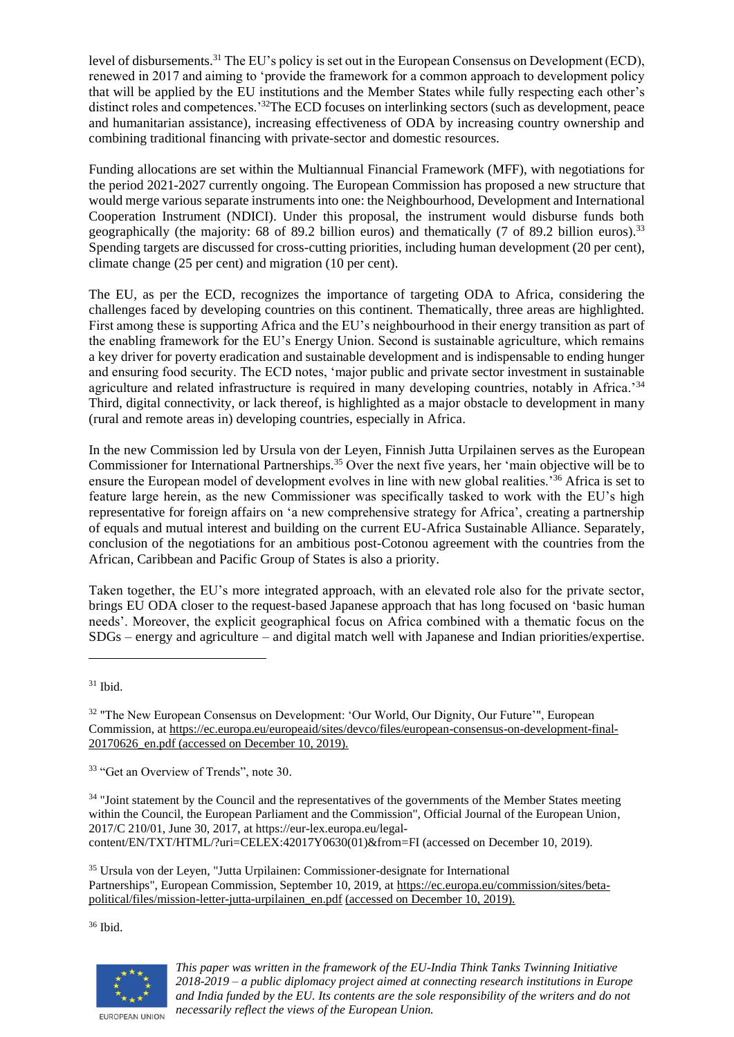level of disbursements.[31] The EU's policy is set out in the European Consensus on Development (ECD), renewed in 2017 and aiming to 'provide the framework for a common approach to development policy that will be applied by the EU institutions and the Member States while fully respecting each other's distinct roles and competences.'[32]The ECD focuses on interlinking sectors (such as development, peace and humanitarian assistance), increasing effectiveness of ODA by increasing country ownership and combining traditional financing with private-sector and domestic resources.

Funding allocations are set within the Multiannual Financial Framework (MFF), with negotiations for the period 2021-2027 currently ongoing. The European Commission has proposed a new structure that would merge various separate instruments into one: the Neighbourhood, Development and International Cooperation Instrument (NDICI). Under this proposal, the instrument would disburse funds both geographically (the majority: 68 of 89.2 billion euros) and thematically (7 of 89.2 billion euros).[33] Spending targets are discussed for cross-cutting priorities, including human development (20 per cent), climate change (25 per cent) and migration (10 per cent).

The EU, as per the ECD, recognizes the importance of targeting ODA to Africa, considering the challenges faced by developing countries on this continent. Thematically, three areas are highlighted. First among these is supporting Africa and the EU's neighbourhood in their energy transition as part of the enabling framework for the EU's Energy Union. Second is sustainable agriculture, which remains a key driver for poverty eradication and sustainable development and is indispensable to ending hunger and ensuring food security. The ECD notes, 'major public and private sector investment in sustainable agriculture and related infrastructure is required in many developing countries, notably in Africa.'[34] Third, digital connectivity, or lack thereof, is highlighted as a major obstacle to development in many (rural and remote areas in) developing countries, especially in Africa.

In the new Commission led by Ursula von der Leyen, Finnish Jutta Urpilainen serves as the European Commissioner for International Partnerships.[35] Over the next five years, her 'main objective will be to ensure the European model of development evolves in line with new global realities.'[36] Africa is set to feature large herein, as the new Commissioner was specifically tasked to work with the EU's high representative for foreign affairs on 'a new comprehensive strategy for Africa', creating a partnership of equals and mutual interest and building on the current EU-Africa Sustainable Alliance. Separately, conclusion of the negotiations for an ambitious post-Cotonou agreement with the countries from the African, Caribbean and Pacific Group of States is also a priority.

Taken together, the EU's more integrated approach, with an elevated role also for the private sector, brings EU ODA closer to the request-based Japanese approach that has long focused on 'basic human needs'. Moreover, the explicit geographical focus on Africa combined with a thematic focus on the SDGs – energy and agriculture – and digital match well with Japanese and Indian priorities/expertise.

---

[31] Ibid.

[32] "The New European Consensus on Development: 'Our World, Our Dignity, Our Future'", European Commission, at https://ec.europa.eu/europeaid/sites/devco/files/european-consensus-on-development-final-20170626_en.pdf (accessed on December 10, 2019).

[33] "Get an Overview of Trends", note 30.

[34] "Joint statement by the Council and the representatives of the governments of the Member States meeting within the Council, the European Parliament and the Commission", Official Journal of the European Union, 2017/C 210/01, June 30, 2017, at https://eur-lex.europa.eu/legal-content/EN/TXT/HTML/?uri=CELEX:42017Y0630(01)&from=FI (accessed on December 10, 2019).

[35] Ursula von der Leyen, "Jutta Urpilainen: Commissioner-designate for International Partnerships", European Commission, September 10, 2019, at https://ec.europa.eu/commission/sites/beta-political/files/mission-letter-jutta-urpilainen_en.pdf (accessed on December 10, 2019).

[36] Ibid.

*This paper was written in the framework of the EU-India Think Tanks Twinning Initiative 2018-2019 – a public diplomacy project aimed at connecting research institutions in Europe and India funded by the EU. Its contents are the sole responsibility of the writers and do not necessarily reflect the views of the European Union.*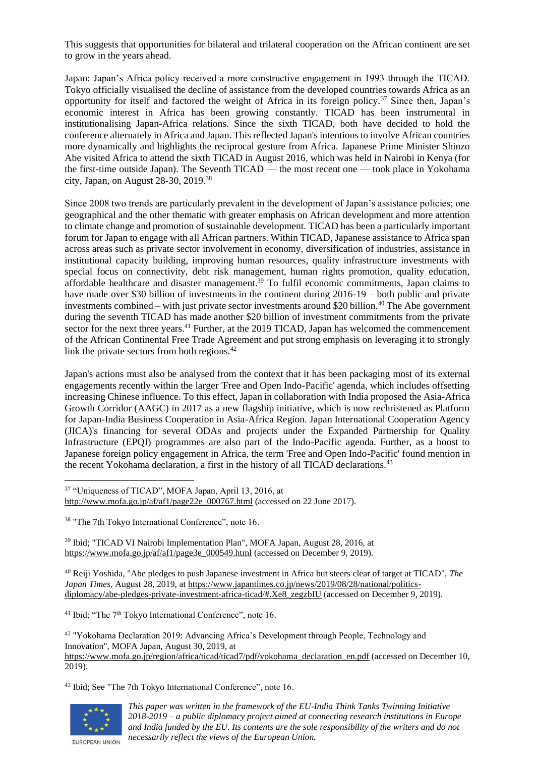This suggests that opportunities for bilateral and trilateral cooperation on the African continent are set to grow in the years ahead.

Japan: Japan's Africa policy received a more constructive engagement in 1993 through the TICAD. Tokyo officially visualised the decline of assistance from the developed countries towards Africa as an opportunity for itself and factored the weight of Africa in its foreign policy.[37] Since then, Japan's economic interest in Africa has been growing constantly. TICAD has been instrumental in institutionalising Japan-Africa relations. Since the sixth TICAD, both have decided to hold the conference alternately in Africa and Japan. This reflected Japan's intentions to involve African countries more dynamically and highlights the reciprocal gesture from Africa. Japanese Prime Minister Shinzo Abe visited Africa to attend the sixth TICAD in August 2016, which was held in Nairobi in Kenya (for the first-time outside Japan). The Seventh TICAD — the most recent one — took place in Yokohama city, Japan, on August 28-30, 2019.[38]

Since 2008 two trends are particularly prevalent in the development of Japan's assistance policies; one geographical and the other thematic with greater emphasis on African development and more attention to climate change and promotion of sustainable development. TICAD has been a particularly important forum for Japan to engage with all African partners. Within TICAD, Japanese assistance to Africa span across areas such as private sector involvement in economy, diversification of industries, assistance in institutional capacity building, improving human resources, quality infrastructure investments with special focus on connectivity, debt risk management, human rights promotion, quality education, affordable healthcare and disaster management.[39] To fulfil economic commitments, Japan claims to have made over \$30 billion of investments in the continent during 2016-19 – both public and private investments combined – with just private sector investments around \$20 billion.[40] The Abe government during the seventh TICAD has made another \$20 billion of investment commitments from the private sector for the next three years.[41] Further, at the 2019 TICAD, Japan has welcomed the commencement of the African Continental Free Trade Agreement and put strong emphasis on leveraging it to strongly link the private sectors from both regions.[42]

Japan's actions must also be analysed from the context that it has been packaging most of its external engagements recently within the larger 'Free and Open Indo-Pacific' agenda, which includes offsetting increasing Chinese influence. To this effect, Japan in collaboration with India proposed the Asia-Africa Growth Corridor (AAGC) in 2017 as a new flagship initiative, which is now rechristened as Platform for Japan-India Business Cooperation in Asia-Africa Region. Japan International Cooperation Agency (JICA)'s financing for several ODAs and projects under the Expanded Partnership for Quality Infrastructure (EPQI) programmes are also part of the Indo-Pacific agenda. Further, as a boost to Japanese foreign policy engagement in Africa, the term 'Free and Open Indo-Pacific' found mention in the recent Yokohama declaration, a first in the history of all TICAD declarations.[43]

---

[37] "Uniqueness of TICAD", MOFA Japan, April 13, 2016, at http://www.mofa.go.jp/af/af1/page22e_000767.html (accessed on 22 June 2017).

[38] "The 7th Tokyo International Conference", note 16.

[39] Ibid; "TICAD VI Nairobi Implementation Plan", MOFA Japan, August 28, 2016, at https://www.mofa.go.jp/af/af1/page3e_000549.html (accessed on December 9, 2019).

[40] Reiji Yoshida, "Abe pledges to push Japanese investment in Africa but steers clear of target at TICAD", *The Japan Times*, August 28, 2019, at https://www.japantimes.co.jp/news/2019/08/28/national/politics-diplomacy/abe-pledges-private-investment-africa-ticad/#.Xe8_zegzbIU (accessed on December 9, 2019).

[41] Ibid; "The 7th Tokyo International Conference", note 16.

[42] "Yokohama Declaration 2019: Advancing Africa's Development through People, Technology and Innovation", MOFA Japan, August 30, 2019, at https://www.mofa.go.jp/region/africa/ticad/ticad7/pdf/yokohama_declaration_en.pdf (accessed on December 10, 2019).

[43] Ibid; See "The 7th Tokyo International Conference", note 16.

*This paper was written in the framework of the EU-India Think Tanks Twinning Initiative 2018-2019 – a public diplomacy project aimed at connecting research institutions in Europe and India funded by the EU. Its contents are the sole responsibility of the writers and do not necessarily reflect the views of the European Union.*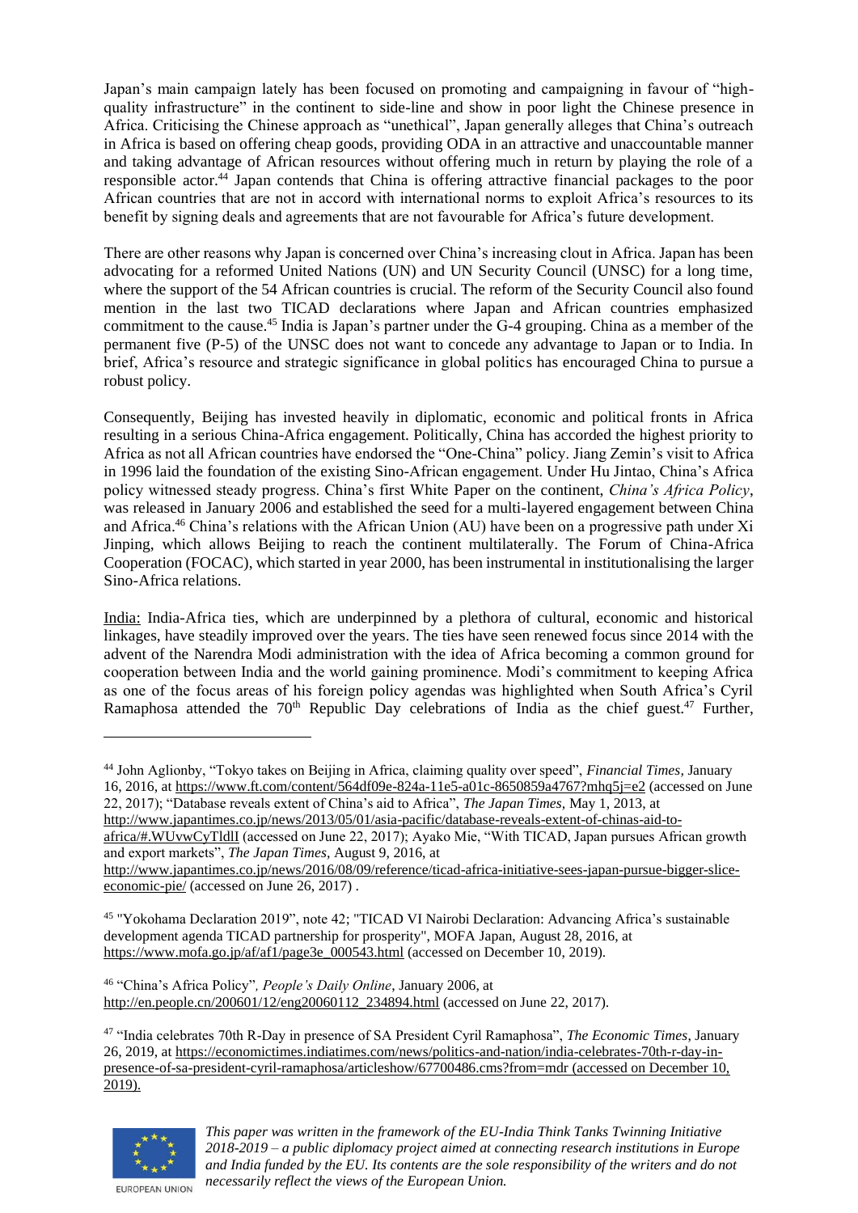Japan's main campaign lately has been focused on promoting and campaigning in favour of "high-quality infrastructure" in the continent to side-line and show in poor light the Chinese presence in Africa. Criticising the Chinese approach as "unethical", Japan generally alleges that China's outreach in Africa is based on offering cheap goods, providing ODA in an attractive and unaccountable manner and taking advantage of African resources without offering much in return by playing the role of a responsible actor.[44] Japan contends that China is offering attractive financial packages to the poor African countries that are not in accord with international norms to exploit Africa's resources to its benefit by signing deals and agreements that are not favourable for Africa's future development.

There are other reasons why Japan is concerned over China's increasing clout in Africa. Japan has been advocating for a reformed United Nations (UN) and UN Security Council (UNSC) for a long time, where the support of the 54 African countries is crucial. The reform of the Security Council also found mention in the last two TICAD declarations where Japan and African countries emphasized commitment to the cause.[45] India is Japan's partner under the G-4 grouping. China as a member of the permanent five (P-5) of the UNSC does not want to concede any advantage to Japan or to India. In brief, Africa's resource and strategic significance in global politics has encouraged China to pursue a robust policy.

Consequently, Beijing has invested heavily in diplomatic, economic and political fronts in Africa resulting in a serious China-Africa engagement. Politically, China has accorded the highest priority to Africa as not all African countries have endorsed the "One-China" policy. Jiang Zemin's visit to Africa in 1996 laid the foundation of the existing Sino-African engagement. Under Hu Jintao, China's Africa policy witnessed steady progress. China's first White Paper on the continent, *China's Africa Policy*, was released in January 2006 and established the seed for a multi-layered engagement between China and Africa.[46] China's relations with the African Union (AU) have been on a progressive path under Xi Jinping, which allows Beijing to reach the continent multilaterally. The Forum of China-Africa Cooperation (FOCAC), which started in year 2000, has been instrumental in institutionalising the larger Sino-Africa relations.

India: India-Africa ties, which are underpinned by a plethora of cultural, economic and historical linkages, have steadily improved over the years. The ties have seen renewed focus since 2014 with the advent of the Narendra Modi administration with the idea of Africa becoming a common ground for cooperation between India and the world gaining prominence. Modi's commitment to keeping Africa as one of the focus areas of his foreign policy agendas was highlighted when South Africa's Cyril Ramaphosa attended the 70th Republic Day celebrations of India as the chief guest.[47] Further,

---

[44] John Aglionby, "Tokyo takes on Beijing in Africa, claiming quality over speed", *Financial Times*, January 16, 2016, at https://www.ft.com/content/564df09e-824a-11e5-a01c-8650859a4767?mhq5j=e2 (accessed on June 22, 2017); "Database reveals extent of China's aid to Africa", *The Japan Times*, May 1, 2013, at http://www.japantimes.co.jp/news/2013/05/01/asia-pacific/database-reveals-extent-of-chinas-aid-to-africa/#.WUvwCyTldlI (accessed on June 22, 2017); Ayako Mie, "With TICAD, Japan pursues African growth and export markets", *The Japan Times*, August 9, 2016, at http://www.japantimes.co.jp/news/2016/08/09/reference/ticad-africa-initiative-sees-japan-pursue-bigger-slice-economic-pie/ (accessed on June 26, 2017) .

[45] "Yokohama Declaration 2019", note 42; "TICAD VI Nairobi Declaration: Advancing Africa's sustainable development agenda TICAD partnership for prosperity", MOFA Japan, August 28, 2016, at https://www.mofa.go.jp/af/af1/page3e_000543.html (accessed on December 10, 2019).

[46] "China's Africa Policy", *People's Daily Online*, January 2006, at http://en.people.cn/200601/12/eng20060112_234894.html (accessed on June 22, 2017).

[47] "India celebrates 70th R-Day in presence of SA President Cyril Ramaphosa", *The Economic Times*, January 26, 2019, at https://economictimes.indiatimes.com/news/politics-and-nation/india-celebrates-70th-r-day-in-presence-of-sa-president-cyril-ramaphosa/articleshow/67700486.cms?from=mdr (accessed on December 10, 2019).

*This paper was written in the framework of the EU-India Think Tanks Twinning Initiative 2018-2019 – a public diplomacy project aimed at connecting research institutions in Europe and India funded by the EU. Its contents are the sole responsibility of the writers and do not necessarily reflect the views of the European Union.*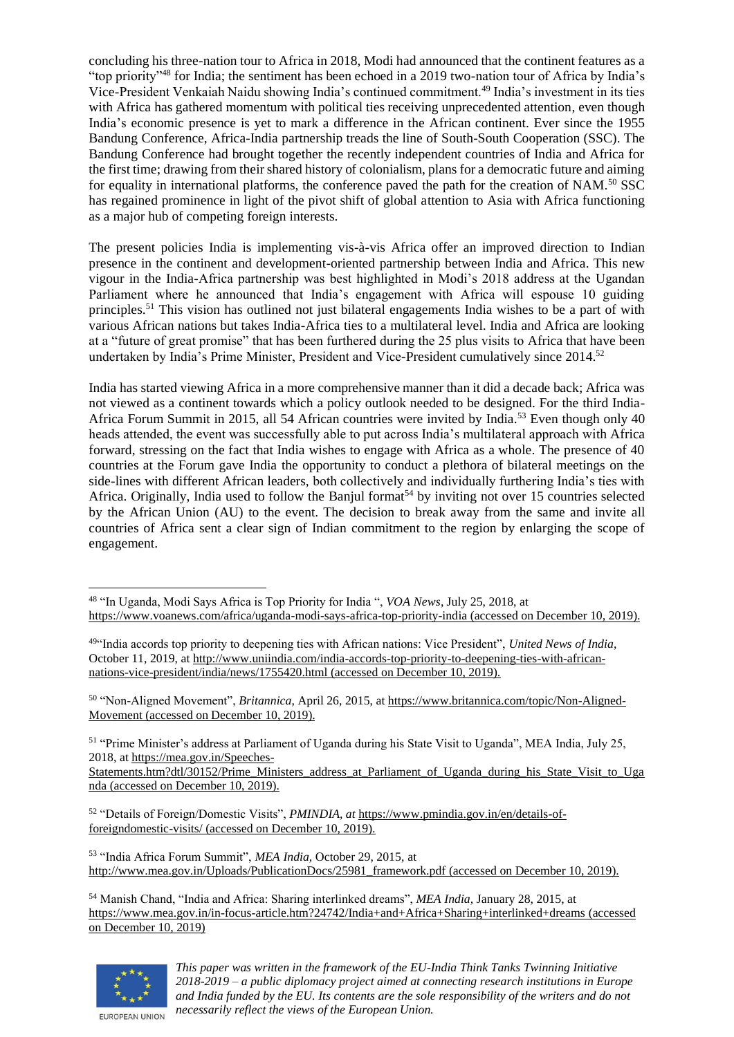concluding his three-nation tour to Africa in 2018, Modi had announced that the continent features as a "top priority"[48] for India; the sentiment has been echoed in a 2019 two-nation tour of Africa by India's Vice-President Venkaiah Naidu showing India's continued commitment.[49] India's investment in its ties with Africa has gathered momentum with political ties receiving unprecedented attention, even though India's economic presence is yet to mark a difference in the African continent. Ever since the 1955 Bandung Conference, Africa-India partnership treads the line of South-South Cooperation (SSC). The Bandung Conference had brought together the recently independent countries of India and Africa for the first time; drawing from their shared history of colonialism, plans for a democratic future and aiming for equality in international platforms, the conference paved the path for the creation of NAM.[50] SSC has regained prominence in light of the pivot shift of global attention to Asia with Africa functioning as a major hub of competing foreign interests.

The present policies India is implementing vis-à-vis Africa offer an improved direction to Indian presence in the continent and development-oriented partnership between India and Africa. This new vigour in the India-Africa partnership was best highlighted in Modi's 2018 address at the Ugandan Parliament where he announced that India's engagement with Africa will espouse 10 guiding principles.[51] This vision has outlined not just bilateral engagements India wishes to be a part of with various African nations but takes India-Africa ties to a multilateral level. India and Africa are looking at a "future of great promise" that has been furthered during the 25 plus visits to Africa that have been undertaken by India's Prime Minister, President and Vice-President cumulatively since 2014.[52]

India has started viewing Africa in a more comprehensive manner than it did a decade back; Africa was not viewed as a continent towards which a policy outlook needed to be designed. For the third India-Africa Forum Summit in 2015, all 54 African countries were invited by India.[53] Even though only 40 heads attended, the event was successfully able to put across India's multilateral approach with Africa forward, stressing on the fact that India wishes to engage with Africa as a whole. The presence of 40 countries at the Forum gave India the opportunity to conduct a plethora of bilateral meetings on the side-lines with different African leaders, both collectively and individually furthering India's ties with Africa. Originally, India used to follow the Banjul format[54] by inviting not over 15 countries selected by the African Union (AU) to the event. The decision to break away from the same and invite all countries of Africa sent a clear sign of Indian commitment to the region by enlarging the scope of engagement.

---

[48] "In Uganda, Modi Says Africa is Top Priority for India ", *VOA News*, July 25, 2018, at https://www.voanews.com/africa/uganda-modi-says-africa-top-priority-india (accessed on December 10, 2019).

[49] "India accords top priority to deepening ties with African nations: Vice President", *United News of India*, October 11, 2019, at http://www.uniindia.com/india-accords-top-priority-to-deepening-ties-with-african-nations-vice-president/india/news/1755420.html (accessed on December 10, 2019).

[50] "Non-Aligned Movement", *Britannica*, April 26, 2015, at https://www.britannica.com/topic/Non-Aligned-Movement (accessed on December 10, 2019).

[51] "Prime Minister's address at Parliament of Uganda during his State Visit to Uganda", MEA India, July 25, 2018, at https://mea.gov.in/Speeches-Statements.htm?dtl/30152/Prime_Ministers_address_at_Parliament_of_Uganda_during_his_State_Visit_to_Uganda (accessed on December 10, 2019).

[52] "Details of Foreign/Domestic Visits", *PMINDIA, at* https://www.pmindia.gov.in/en/details-of-foreigndomestic-visits/ (accessed on December 10, 2019).

[53] "India Africa Forum Summit", *MEA India*, October 29, 2015, at http://www.mea.gov.in/Uploads/PublicationDocs/25981_framework.pdf (accessed on December 10, 2019).

[54] Manish Chand, "India and Africa: Sharing interlinked dreams", *MEA India*, January 28, 2015, at https://www.mea.gov.in/in-focus-article.htm?24742/India+and+Africa+Sharing+interlinked+dreams (accessed on December 10, 2019)

*This paper was written in the framework of the EU-India Think Tanks Twinning Initiative 2018-2019 – a public diplomacy project aimed at connecting research institutions in Europe and India funded by the EU. Its contents are the sole responsibility of the writers and do not necessarily reflect the views of the European Union.*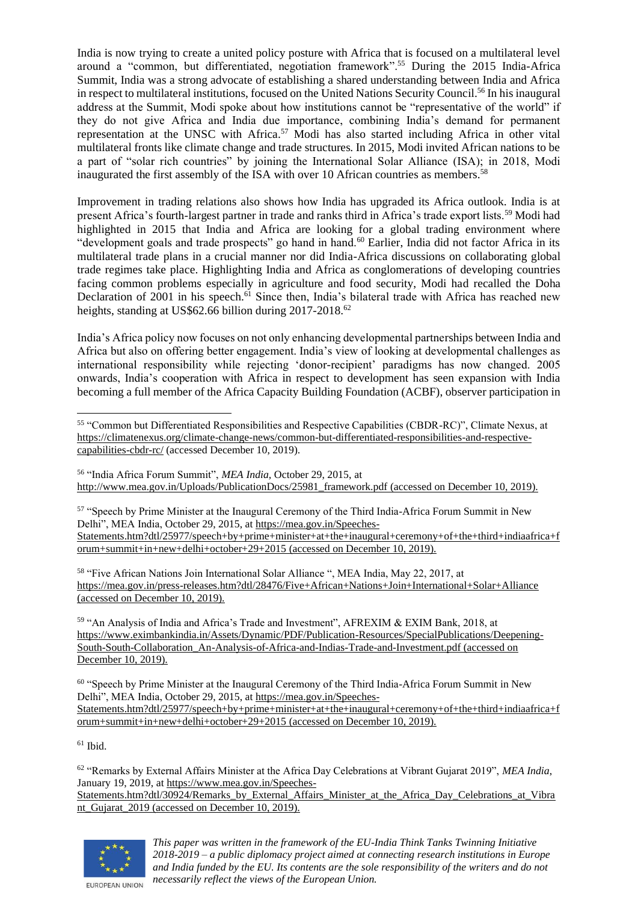India is now trying to create a united policy posture with Africa that is focused on a multilateral level around a "common, but differentiated, negotiation framework".[55] During the 2015 India-Africa Summit, India was a strong advocate of establishing a shared understanding between India and Africa in respect to multilateral institutions, focused on the United Nations Security Council.[56] In his inaugural address at the Summit, Modi spoke about how institutions cannot be "representative of the world" if they do not give Africa and India due importance, combining India's demand for permanent representation at the UNSC with Africa.[57] Modi has also started including Africa in other vital multilateral fronts like climate change and trade structures. In 2015, Modi invited African nations to be a part of "solar rich countries" by joining the International Solar Alliance (ISA); in 2018, Modi inaugurated the first assembly of the ISA with over 10 African countries as members.[58]

Improvement in trading relations also shows how India has upgraded its Africa outlook. India is at present Africa's fourth-largest partner in trade and ranks third in Africa's trade export lists.[59] Modi had highlighted in 2015 that India and Africa are looking for a global trading environment where "development goals and trade prospects" go hand in hand.[60] Earlier, India did not factor Africa in its multilateral trade plans in a crucial manner nor did India-Africa discussions on collaborating global trade regimes take place. Highlighting India and Africa as conglomerations of developing countries facing common problems especially in agriculture and food security, Modi had recalled the Doha Declaration of 2001 in his speech.[61] Since then, India's bilateral trade with Africa has reached new heights, standing at US$62.66 billion during 2017-2018.[62]

India's Africa policy now focuses on not only enhancing developmental partnerships between India and Africa but also on offering better engagement. India's view of looking at developmental challenges as international responsibility while rejecting 'donor-recipient' paradigms has now changed. 2005 onwards, India's cooperation with Africa in respect to development has seen expansion with India becoming a full member of the Africa Capacity Building Foundation (ACBF), observer participation in

---

[55] "Common but Differentiated Responsibilities and Respective Capabilities (CBDR-RC)", Climate Nexus, at https://climatenexus.org/climate-change-news/common-but-differentiated-responsibilities-and-respective-capabilities-cbdr-rc/ (accessed December 10, 2019).

[56] "India Africa Forum Summit", *MEA India*, October 29, 2015, at http://www.mea.gov.in/Uploads/PublicationDocs/25981_framework.pdf (accessed on December 10, 2019).

[57] "Speech by Prime Minister at the Inaugural Ceremony of the Third India-Africa Forum Summit in New Delhi", MEA India, October 29, 2015, at https://mea.gov.in/Speeches-Statements.htm?dtl/25977/speech+by+prime+minister+at+the+inaugural+ceremony+of+the+third+indiaafrica+forum+summit+in+new+delhi+october+29+2015 (accessed on December 10, 2019).

[58] "Five African Nations Join International Solar Alliance ", MEA India, May 22, 2017, at https://mea.gov.in/press-releases.htm?dtl/28476/Five+African+Nations+Join+International+Solar+Alliance (accessed on December 10, 2019).

[59] "An Analysis of India and Africa's Trade and Investment", AFREXIM & EXIM Bank, 2018, at https://www.eximbankindia.in/Assets/Dynamic/PDF/Publication-Resources/SpecialPublications/Deepening-South-South-Collaboration_An-Analysis-of-Africa-and-Indias-Trade-and-Investment.pdf (accessed on December 10, 2019).

[60] "Speech by Prime Minister at the Inaugural Ceremony of the Third India-Africa Forum Summit in New Delhi", MEA India, October 29, 2015, at https://mea.gov.in/Speeches-Statements.htm?dtl/25977/speech+by+prime+minister+at+the+inaugural+ceremony+of+the+third+indiaafrica+forum+summit+in+new+delhi+october+29+2015 (accessed on December 10, 2019).

[61] Ibid.

[62] "Remarks by External Affairs Minister at the Africa Day Celebrations at Vibrant Gujarat 2019", *MEA India*, January 19, 2019, at https://www.mea.gov.in/Speeches-Statements.htm?dtl/30924/Remarks_by_External_Affairs_Minister_at_the_Africa_Day_Celebrations_at_Vibrant_Gujarat_2019 (accessed on December 10, 2019).

*This paper was written in the framework of the EU-India Think Tanks Twinning Initiative 2018-2019 – a public diplomacy project aimed at connecting research institutions in Europe and India funded by the EU. Its contents are the sole responsibility of the writers and do not necessarily reflect the views of the European Union.*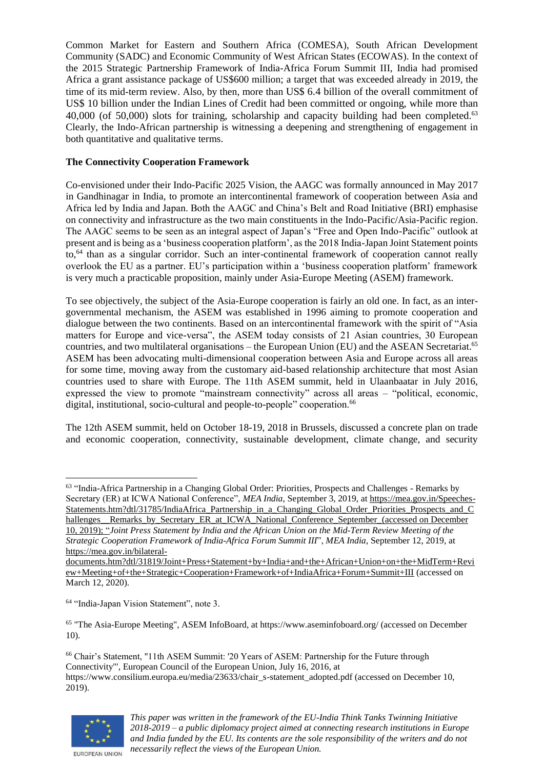Common Market for Eastern and Southern Africa (COMESA), South African Development Community (SADC) and Economic Community of West African States (ECOWAS). In the context of the 2015 Strategic Partnership Framework of India-Africa Forum Summit III, India had promised Africa a grant assistance package of US$600 million; a target that was exceeded already in 2019, the time of its mid-term review. Also, by then, more than US$ 6.4 billion of the overall commitment of US$ 10 billion under the Indian Lines of Credit had been committed or ongoing, while more than 40,000 (of 50,000) slots for training, scholarship and capacity building had been completed.[63] Clearly, the Indo-African partnership is witnessing a deepening and strengthening of engagement in both quantitative and qualitative terms.

**The Connectivity Cooperation Framework**

Co-envisioned under their Indo-Pacific 2025 Vision, the AAGC was formally announced in May 2017 in Gandhinagar in India, to promote an intercontinental framework of cooperation between Asia and Africa led by India and Japan. Both the AAGC and China's Belt and Road Initiative (BRI) emphasise on connectivity and infrastructure as the two main constituents in the Indo-Pacific/Asia-Pacific region. The AAGC seems to be seen as an integral aspect of Japan's "Free and Open Indo-Pacific" outlook at present and is being as a 'business cooperation platform', as the 2018 India-Japan Joint Statement points to,[64] than as a singular corridor. Such an inter-continental framework of cooperation cannot really overlook the EU as a partner. EU's participation within a 'business cooperation platform' framework is very much a practicable proposition, mainly under Asia-Europe Meeting (ASEM) framework.

To see objectively, the subject of the Asia-Europe cooperation is fairly an old one. In fact, as an inter-governmental mechanism, the ASEM was established in 1996 aiming to promote cooperation and dialogue between the two continents. Based on an intercontinental framework with the spirit of "Asia matters for Europe and vice-versa", the ASEM today consists of 21 Asian countries, 30 European countries, and two multilateral organisations – the European Union (EU) and the ASEAN Secretariat.[65] ASEM has been advocating multi-dimensional cooperation between Asia and Europe across all areas for some time, moving away from the customary aid-based relationship architecture that most Asian countries used to share with Europe. The 11th ASEM summit, held in Ulaanbaatar in July 2016, expressed the view to promote "mainstream connectivity" across all areas – "political, economic, digital, institutional, socio-cultural and people-to-people" cooperation.[66]

The 12th ASEM summit, held on October 18-19, 2018 in Brussels, discussed a concrete plan on trade and economic cooperation, connectivity, sustainable development, climate change, and security

---

[63] "India-Africa Partnership in a Changing Global Order: Priorities, Prospects and Challenges - Remarks by Secretary (ER) at ICWA National Conference", *MEA India*, September 3, 2019, at https://mea.gov.in/Speeches-Statements.htm?dtl/31785/IndiaAfrica_Partnership_in_a_Changing_Global_Order_Priorities_Prospects_and_Challenges__Remarks_by_Secretary_ER_at_ICWA_National_Conference_September_(accessed on December 10, 2019); "*Joint Press Statement by India and the African Union on the Mid-Term Review Meeting of the Strategic Cooperation Framework of India-Africa Forum Summit III*", *MEA India*, September 12, 2019, at https://mea.gov.in/bilateral-documents.htm?dtl/31819/Joint+Press+Statement+by+India+and+the+African+Union+on+the+MidTerm+Review+Meeting+of+the+Strategic+Cooperation+Framework+of+IndiaAfrica+Forum+Summit+III (accessed on March 12, 2020).

[64] "India-Japan Vision Statement", note 3.

[65] "The Asia-Europe Meeting", ASEM InfoBoard, at https://www.aseminfoboard.org/ (accessed on December 10).

[66] Chair's Statement, "11th ASEM Summit: '20 Years of ASEM: Partnership for the Future through Connectivity'", European Council of the European Union, July 16, 2016, at https://www.consilium.europa.eu/media/23633/chair_s-statement_adopted.pdf (accessed on December 10, 2019).

*This paper was written in the framework of the EU-India Think Tanks Twinning Initiative 2018-2019 – a public diplomacy project aimed at connecting research institutions in Europe and India funded by the EU. Its contents are the sole responsibility of the writers and do not necessarily reflect the views of the European Union.*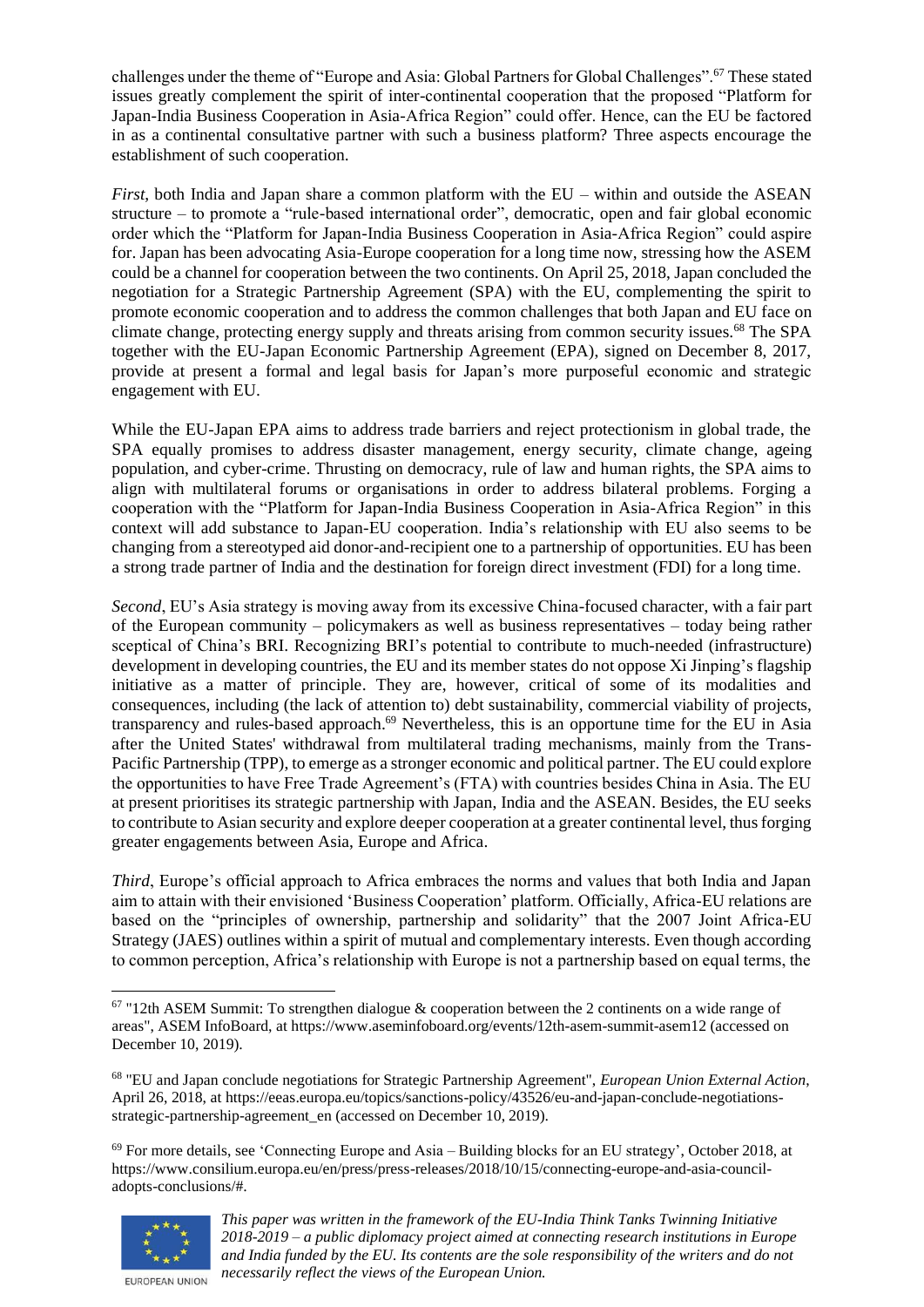challenges under the theme of "Europe and Asia: Global Partners for Global Challenges".[67] These stated issues greatly complement the spirit of inter-continental cooperation that the proposed "Platform for Japan-India Business Cooperation in Asia-Africa Region" could offer. Hence, can the EU be factored in as a continental consultative partner with such a business platform? Three aspects encourage the establishment of such cooperation.

*First*, both India and Japan share a common platform with the EU – within and outside the ASEAN structure – to promote a "rule-based international order", democratic, open and fair global economic order which the "Platform for Japan-India Business Cooperation in Asia-Africa Region" could aspire for. Japan has been advocating Asia-Europe cooperation for a long time now, stressing how the ASEM could be a channel for cooperation between the two continents. On April 25, 2018, Japan concluded the negotiation for a Strategic Partnership Agreement (SPA) with the EU, complementing the spirit to promote economic cooperation and to address the common challenges that both Japan and EU face on climate change, protecting energy supply and threats arising from common security issues.[68] The SPA together with the EU-Japan Economic Partnership Agreement (EPA), signed on December 8, 2017, provide at present a formal and legal basis for Japan's more purposeful economic and strategic engagement with EU.

While the EU-Japan EPA aims to address trade barriers and reject protectionism in global trade, the SPA equally promises to address disaster management, energy security, climate change, ageing population, and cyber-crime. Thrusting on democracy, rule of law and human rights, the SPA aims to align with multilateral forums or organisations in order to address bilateral problems. Forging a cooperation with the "Platform for Japan-India Business Cooperation in Asia-Africa Region" in this context will add substance to Japan-EU cooperation. India's relationship with EU also seems to be changing from a stereotyped aid donor-and-recipient one to a partnership of opportunities. EU has been a strong trade partner of India and the destination for foreign direct investment (FDI) for a long time.

*Second*, EU's Asia strategy is moving away from its excessive China-focused character, with a fair part of the European community – policymakers as well as business representatives – today being rather sceptical of China's BRI. Recognizing BRI's potential to contribute to much-needed (infrastructure) development in developing countries, the EU and its member states do not oppose Xi Jinping's flagship initiative as a matter of principle. They are, however, critical of some of its modalities and consequences, including (the lack of attention to) debt sustainability, commercial viability of projects, transparency and rules-based approach.[69] Nevertheless, this is an opportune time for the EU in Asia after the United States' withdrawal from multilateral trading mechanisms, mainly from the Trans-Pacific Partnership (TPP), to emerge as a stronger economic and political partner. The EU could explore the opportunities to have Free Trade Agreement's (FTA) with countries besides China in Asia. The EU at present prioritises its strategic partnership with Japan, India and the ASEAN. Besides, the EU seeks to contribute to Asian security and explore deeper cooperation at a greater continental level, thus forging greater engagements between Asia, Europe and Africa.

*Third*, Europe's official approach to Africa embraces the norms and values that both India and Japan aim to attain with their envisioned 'Business Cooperation' platform. Officially, Africa-EU relations are based on the "principles of ownership, partnership and solidarity" that the 2007 Joint Africa-EU Strategy (JAES) outlines within a spirit of mutual and complementary interests. Even though according to common perception, Africa's relationship with Europe is not a partnership based on equal terms, the

---

[67] "12th ASEM Summit: To strengthen dialogue & cooperation between the 2 continents on a wide range of areas", ASEM InfoBoard, at https://www.aseminfoboard.org/events/12th-asem-summit-asem12 (accessed on December 10, 2019).

[68] "EU and Japan conclude negotiations for Strategic Partnership Agreement", *European Union External Action*, April 26, 2018, at https://eeas.europa.eu/topics/sanctions-policy/43526/eu-and-japan-conclude-negotiations-strategic-partnership-agreement_en (accessed on December 10, 2019).

[69] For more details, see 'Connecting Europe and Asia – Building blocks for an EU strategy', October 2018, at https://www.consilium.europa.eu/en/press/press-releases/2018/10/15/connecting-europe-and-asia-council-adopts-conclusions/#.

*This paper was written in the framework of the EU-India Think Tanks Twinning Initiative 2018-2019 – a public diplomacy project aimed at connecting research institutions in Europe and India funded by the EU. Its contents are the sole responsibility of the writers and do not necessarily reflect the views of the European Union.*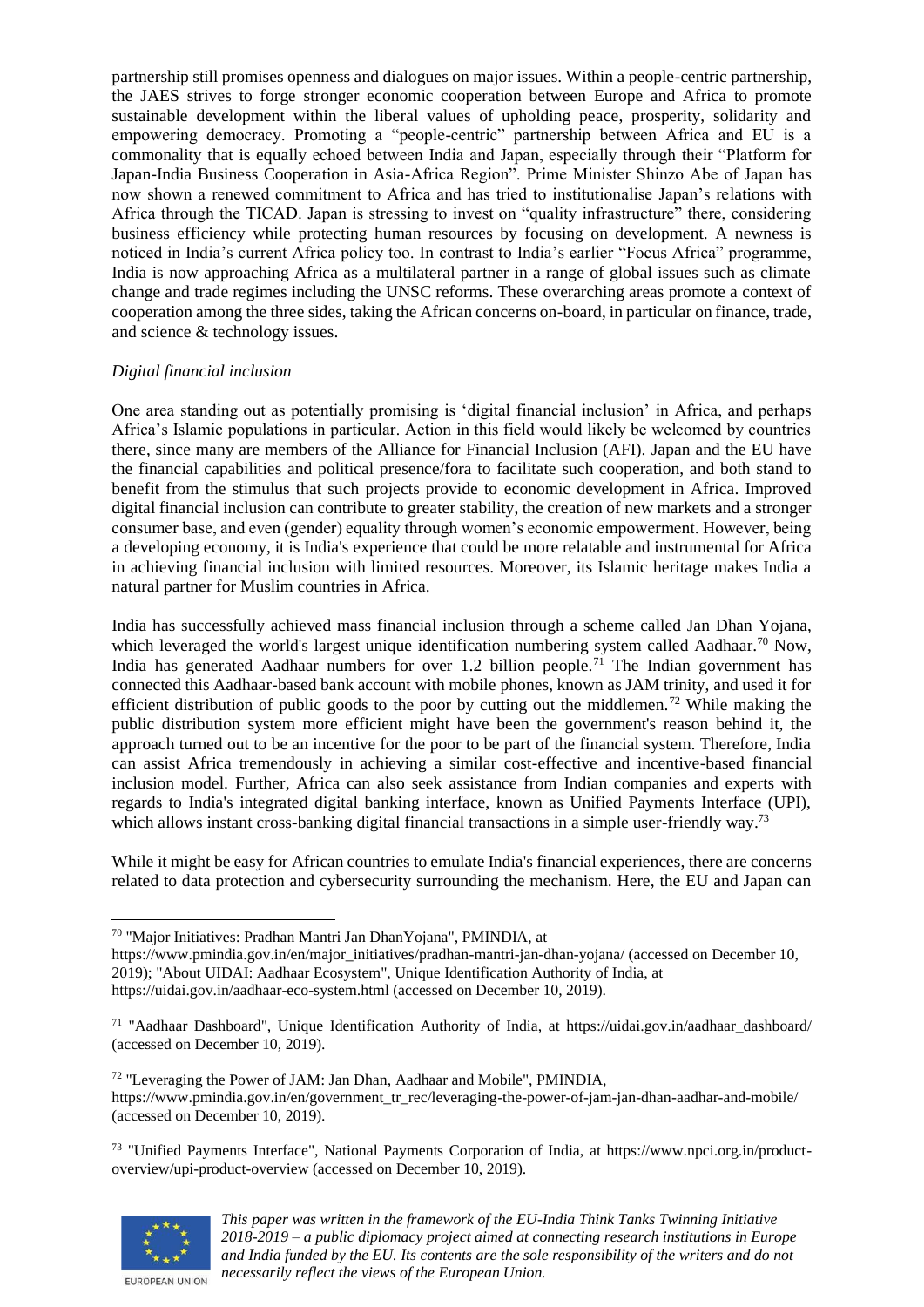partnership still promises openness and dialogues on major issues. Within a people-centric partnership, the JAES strives to forge stronger economic cooperation between Europe and Africa to promote sustainable development within the liberal values of upholding peace, prosperity, solidarity and empowering democracy. Promoting a "people-centric" partnership between Africa and EU is a commonality that is equally echoed between India and Japan, especially through their "Platform for Japan-India Business Cooperation in Asia-Africa Region". Prime Minister Shinzo Abe of Japan has now shown a renewed commitment to Africa and has tried to institutionalise Japan's relations with Africa through the TICAD. Japan is stressing to invest on "quality infrastructure" there, considering business efficiency while protecting human resources by focusing on development. A newness is noticed in India's current Africa policy too. In contrast to India's earlier "Focus Africa" programme, India is now approaching Africa as a multilateral partner in a range of global issues such as climate change and trade regimes including the UNSC reforms. These overarching areas promote a context of cooperation among the three sides, taking the African concerns on-board, in particular on finance, trade, and science & technology issues.

*Digital financial inclusion*

One area standing out as potentially promising is 'digital financial inclusion' in Africa, and perhaps Africa's Islamic populations in particular. Action in this field would likely be welcomed by countries there, since many are members of the Alliance for Financial Inclusion (AFI). Japan and the EU have the financial capabilities and political presence/fora to facilitate such cooperation, and both stand to benefit from the stimulus that such projects provide to economic development in Africa. Improved digital financial inclusion can contribute to greater stability, the creation of new markets and a stronger consumer base, and even (gender) equality through women's economic empowerment. However, being a developing economy, it is India's experience that could be more relatable and instrumental for Africa in achieving financial inclusion with limited resources. Moreover, its Islamic heritage makes India a natural partner for Muslim countries in Africa.

India has successfully achieved mass financial inclusion through a scheme called Jan Dhan Yojana, which leveraged the world's largest unique identification numbering system called Aadhaar.[70] Now, India has generated Aadhaar numbers for over 1.2 billion people.[71] The Indian government has connected this Aadhaar-based bank account with mobile phones, known as JAM trinity, and used it for efficient distribution of public goods to the poor by cutting out the middlemen.[72] While making the public distribution system more efficient might have been the government's reason behind it, the approach turned out to be an incentive for the poor to be part of the financial system. Therefore, India can assist Africa tremendously in achieving a similar cost-effective and incentive-based financial inclusion model. Further, Africa can also seek assistance from Indian companies and experts with regards to India's integrated digital banking interface, known as Unified Payments Interface (UPI), which allows instant cross-banking digital financial transactions in a simple user-friendly way.[73]

While it might be easy for African countries to emulate India's financial experiences, there are concerns related to data protection and cybersecurity surrounding the mechanism. Here, the EU and Japan can

---

[70] "Major Initiatives: Pradhan Mantri Jan DhanYojana", PMINDIA, at https://www.pmindia.gov.in/en/major_initiatives/pradhan-mantri-jan-dhan-yojana/ (accessed on December 10, 2019); "About UIDAI: Aadhaar Ecosystem", Unique Identification Authority of India, at https://uidai.gov.in/aadhaar-eco-system.html (accessed on December 10, 2019).

[71] "Aadhaar Dashboard", Unique Identification Authority of India, at https://uidai.gov.in/aadhaar_dashboard/ (accessed on December 10, 2019).

[72] "Leveraging the Power of JAM: Jan Dhan, Aadhaar and Mobile", PMINDIA, https://www.pmindia.gov.in/en/government_tr_rec/leveraging-the-power-of-jam-jan-dhan-aadhar-and-mobile/ (accessed on December 10, 2019).

[73] "Unified Payments Interface", National Payments Corporation of India, at https://www.npci.org.in/product-overview/upi-product-overview (accessed on December 10, 2019).

*This paper was written in the framework of the EU-India Think Tanks Twinning Initiative 2018-2019 – a public diplomacy project aimed at connecting research institutions in Europe and India funded by the EU. Its contents are the sole responsibility of the writers and do not necessarily reflect the views of the European Union.*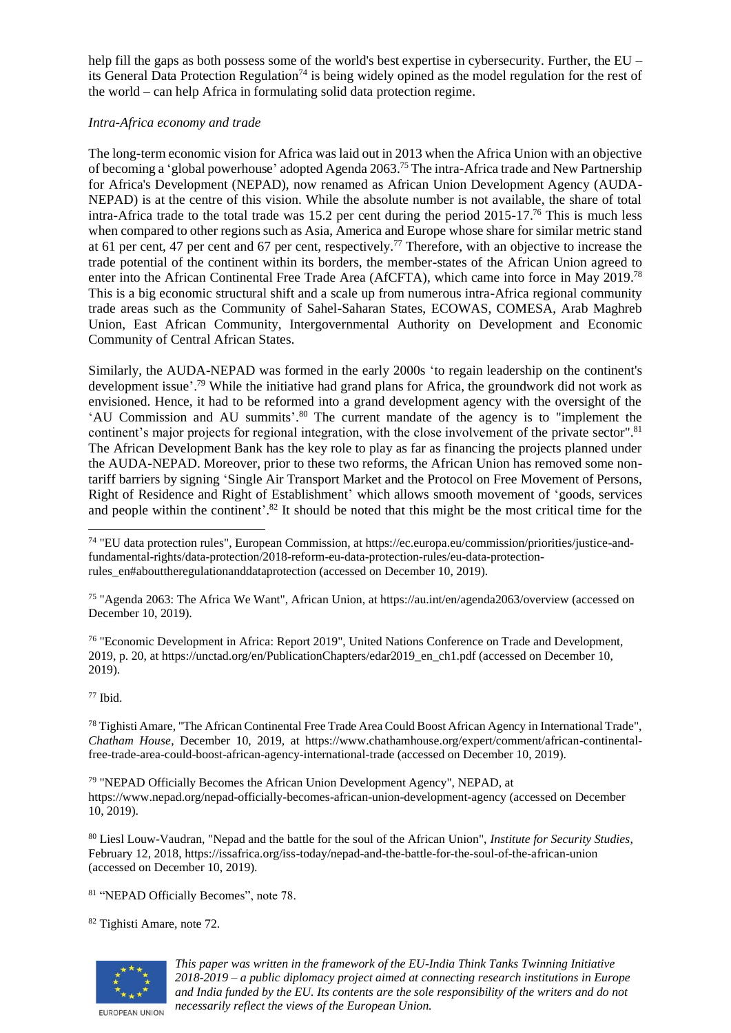help fill the gaps as both possess some of the world's best expertise in cybersecurity. Further, the EU – its General Data Protection Regulation[74] is being widely opined as the model regulation for the rest of the world – can help Africa in formulating solid data protection regime.

*Intra-Africa economy and trade*

The long-term economic vision for Africa was laid out in 2013 when the Africa Union with an objective of becoming a 'global powerhouse' adopted Agenda 2063.[75] The intra-Africa trade and New Partnership for Africa's Development (NEPAD), now renamed as African Union Development Agency (AUDA-NEPAD) is at the centre of this vision. While the absolute number is not available, the share of total intra-Africa trade to the total trade was 15.2 per cent during the period 2015-17.[76] This is much less when compared to other regions such as Asia, America and Europe whose share for similar metric stand at 61 per cent, 47 per cent and 67 per cent, respectively.[77] Therefore, with an objective to increase the trade potential of the continent within its borders, the member-states of the African Union agreed to enter into the African Continental Free Trade Area (AfCFTA), which came into force in May 2019.[78] This is a big economic structural shift and a scale up from numerous intra-Africa regional community trade areas such as the Community of Sahel-Saharan States, ECOWAS, COMESA, Arab Maghreb Union, East African Community, Intergovernmental Authority on Development and Economic Community of Central African States.

Similarly, the AUDA-NEPAD was formed in the early 2000s 'to regain leadership on the continent's development issue'.[79] While the initiative had grand plans for Africa, the groundwork did not work as envisioned. Hence, it had to be reformed into a grand development agency with the oversight of the 'AU Commission and AU summits'.[80] The current mandate of the agency is to "implement the continent's major projects for regional integration, with the close involvement of the private sector".[81] The African Development Bank has the key role to play as far as financing the projects planned under the AUDA-NEPAD. Moreover, prior to these two reforms, the African Union has removed some non-tariff barriers by signing 'Single Air Transport Market and the Protocol on Free Movement of Persons, Right of Residence and Right of Establishment' which allows smooth movement of 'goods, services and people within the continent'.[82] It should be noted that this might be the most critical time for the

---

[74] "EU data protection rules", European Commission, at https://ec.europa.eu/commission/priorities/justice-and-fundamental-rights/data-protection/2018-reform-eu-data-protection-rules/eu-data-protection-rules_en#abouttheregulationanddataprotection (accessed on December 10, 2019).

[75] "Agenda 2063: The Africa We Want", African Union, at https://au.int/en/agenda2063/overview (accessed on December 10, 2019).

[76] "Economic Development in Africa: Report 2019", United Nations Conference on Trade and Development, 2019, p. 20, at https://unctad.org/en/PublicationChapters/edar2019_en_ch1.pdf (accessed on December 10, 2019).

[77] Ibid.

[78] Tighisti Amare, "The African Continental Free Trade Area Could Boost African Agency in International Trade", *Chatham House*, December 10, 2019, at https://www.chathamhouse.org/expert/comment/african-continental-free-trade-area-could-boost-african-agency-international-trade (accessed on December 10, 2019).

[79] "NEPAD Officially Becomes the African Union Development Agency", NEPAD, at https://www.nepad.org/nepad-officially-becomes-african-union-development-agency (accessed on December 10, 2019).

[80] Liesl Louw-Vaudran, "Nepad and the battle for the soul of the African Union", *Institute for Security Studies*, February 12, 2018, https://issafrica.org/iss-today/nepad-and-the-battle-for-the-soul-of-the-african-union (accessed on December 10, 2019).

[81] "NEPAD Officially Becomes", note 78.

[82] Tighisti Amare, note 72.

*This paper was written in the framework of the EU-India Think Tanks Twinning Initiative 2018-2019 – a public diplomacy project aimed at connecting research institutions in Europe and India funded by the EU. Its contents are the sole responsibility of the writers and do not necessarily reflect the views of the European Union.*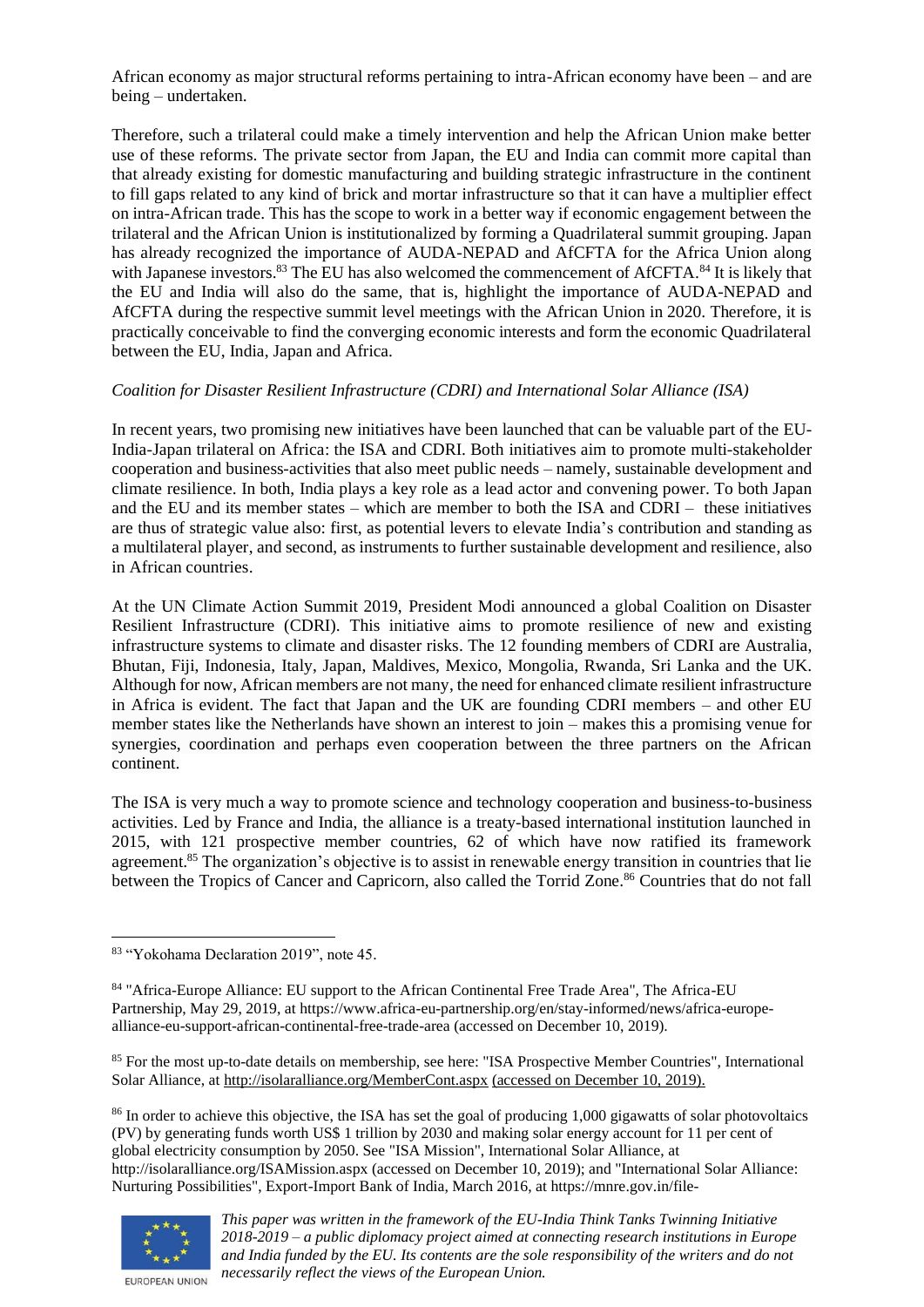African economy as major structural reforms pertaining to intra-African economy have been – and are being – undertaken.

Therefore, such a trilateral could make a timely intervention and help the African Union make better use of these reforms. The private sector from Japan, the EU and India can commit more capital than that already existing for domestic manufacturing and building strategic infrastructure in the continent to fill gaps related to any kind of brick and mortar infrastructure so that it can have a multiplier effect on intra-African trade. This has the scope to work in a better way if economic engagement between the trilateral and the African Union is institutionalized by forming a Quadrilateral summit grouping. Japan has already recognized the importance of AUDA-NEPAD and AfCFTA for the Africa Union along with Japanese investors.[83] The EU has also welcomed the commencement of AfCFTA.[84] It is likely that the EU and India will also do the same, that is, highlight the importance of AUDA-NEPAD and AfCFTA during the respective summit level meetings with the African Union in 2020. Therefore, it is practically conceivable to find the converging economic interests and form the economic Quadrilateral between the EU, India, Japan and Africa.

*Coalition for Disaster Resilient Infrastructure (CDRI) and International Solar Alliance (ISA)*

In recent years, two promising new initiatives have been launched that can be valuable part of the EU-India-Japan trilateral on Africa: the ISA and CDRI. Both initiatives aim to promote multi-stakeholder cooperation and business-activities that also meet public needs – namely, sustainable development and climate resilience. In both, India plays a key role as a lead actor and convening power. To both Japan and the EU and its member states – which are member to both the ISA and CDRI – these initiatives are thus of strategic value also: first, as potential levers to elevate India's contribution and standing as a multilateral player, and second, as instruments to further sustainable development and resilience, also in African countries.

At the UN Climate Action Summit 2019, President Modi announced a global Coalition on Disaster Resilient Infrastructure (CDRI). This initiative aims to promote resilience of new and existing infrastructure systems to climate and disaster risks. The 12 founding members of CDRI are Australia, Bhutan, Fiji, Indonesia, Italy, Japan, Maldives, Mexico, Mongolia, Rwanda, Sri Lanka and the UK. Although for now, African members are not many, the need for enhanced climate resilient infrastructure in Africa is evident. The fact that Japan and the UK are founding CDRI members – and other EU member states like the Netherlands have shown an interest to join – makes this a promising venue for synergies, coordination and perhaps even cooperation between the three partners on the African continent.

The ISA is very much a way to promote science and technology cooperation and business-to-business activities. Led by France and India, the alliance is a treaty-based international institution launched in 2015, with 121 prospective member countries, 62 of which have now ratified its framework agreement.[85] The organization's objective is to assist in renewable energy transition in countries that lie between the Tropics of Cancer and Capricorn, also called the Torrid Zone.[86] Countries that do not fall

---

[83] "Yokohama Declaration 2019", note 45.

[84] "Africa-Europe Alliance: EU support to the African Continental Free Trade Area", The Africa-EU Partnership, May 29, 2019, at https://www.africa-eu-partnership.org/en/stay-informed/news/africa-europe-alliance-eu-support-african-continental-free-trade-area (accessed on December 10, 2019).

[85] For the most up-to-date details on membership, see here: "ISA Prospective Member Countries", International Solar Alliance, at http://isolaralliance.org/MemberCont.aspx (accessed on December 10, 2019).

[86] In order to achieve this objective, the ISA has set the goal of producing 1,000 gigawatts of solar photovoltaics (PV) by generating funds worth US$ 1 trillion by 2030 and making solar energy account for 11 per cent of global electricity consumption by 2050. See "ISA Mission", International Solar Alliance, at http://isolaralliance.org/ISAMission.aspx (accessed on December 10, 2019); and "International Solar Alliance: Nurturing Possibilities", Export-Import Bank of India, March 2016, at https://mnre.gov.in/file-

*This paper was written in the framework of the EU-India Think Tanks Twinning Initiative 2018-2019 – a public diplomacy project aimed at connecting research institutions in Europe and India funded by the EU. Its contents are the sole responsibility of the writers and do not necessarily reflect the views of the European Union.*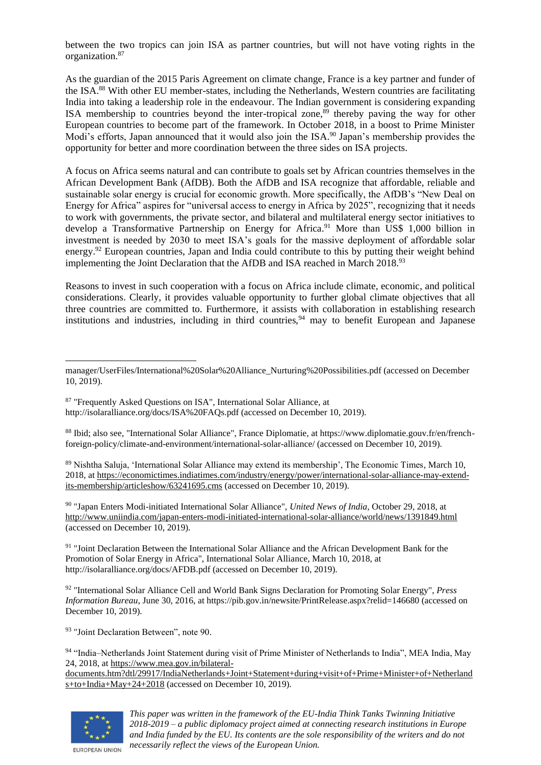between the two tropics can join ISA as partner countries, but will not have voting rights in the organization.[87]

As the guardian of the 2015 Paris Agreement on climate change, France is a key partner and funder of the ISA.[88] With other EU member-states, including the Netherlands, Western countries are facilitating India into taking a leadership role in the endeavour. The Indian government is considering expanding ISA membership to countries beyond the inter-tropical zone,[89] thereby paving the way for other European countries to become part of the framework. In October 2018, in a boost to Prime Minister Modi's efforts, Japan announced that it would also join the ISA.[90] Japan's membership provides the opportunity for better and more coordination between the three sides on ISA projects.

A focus on Africa seems natural and can contribute to goals set by African countries themselves in the African Development Bank (AfDB). Both the AfDB and ISA recognize that affordable, reliable and sustainable solar energy is crucial for economic growth. More specifically, the AfDB's "New Deal on Energy for Africa" aspires for "universal access to energy in Africa by 2025", recognizing that it needs to work with governments, the private sector, and bilateral and multilateral energy sector initiatives to develop a Transformative Partnership on Energy for Africa.[91] More than US$ 1,000 billion in investment is needed by 2030 to meet ISA's goals for the massive deployment of affordable solar energy.[92] European countries, Japan and India could contribute to this by putting their weight behind implementing the Joint Declaration that the AfDB and ISA reached in March 2018.[93]

Reasons to invest in such cooperation with a focus on Africa include climate, economic, and political considerations. Clearly, it provides valuable opportunity to further global climate objectives that all three countries are committed to. Furthermore, it assists with collaboration in establishing research institutions and industries, including in third countries,[94] may to benefit European and Japanese

---

manager/UserFiles/International%20Solar%20Alliance_Nurturing%20Possibilities.pdf (accessed on December 10, 2019).

[87] "Frequently Asked Questions on ISA", International Solar Alliance, at http://isolaralliance.org/docs/ISA%20FAQs.pdf (accessed on December 10, 2019).

[88] Ibid; also see, "International Solar Alliance", France Diplomatie, at https://www.diplomatie.gouv.fr/en/french-foreign-policy/climate-and-environment/international-solar-alliance/ (accessed on December 10, 2019).

[89] Nishtha Saluja, 'International Solar Alliance may extend its membership', The Economic Times, March 10, 2018, at https://economictimes.indiatimes.com/industry/energy/power/international-solar-alliance-may-extend-its-membership/articleshow/63241695.cms (accessed on December 10, 2019).

[90] "Japan Enters Modi-initiated International Solar Alliance", *United News of India*, October 29, 2018, at http://www.uniindia.com/japan-enters-modi-initiated-international-solar-alliance/world/news/1391849.html (accessed on December 10, 2019).

[91] "Joint Declaration Between the International Solar Alliance and the African Development Bank for the Promotion of Solar Energy in Africa", International Solar Alliance, March 10, 2018, at http://isolaralliance.org/docs/AFDB.pdf (accessed on December 10, 2019).

[92] "International Solar Alliance Cell and World Bank Signs Declaration for Promoting Solar Energy", *Press Information Bureau*, June 30, 2016, at https://pib.gov.in/newsite/PrintRelease.aspx?relid=146680 (accessed on December 10, 2019).

[93] "Joint Declaration Between", note 90.

[94] "India–Netherlands Joint Statement during visit of Prime Minister of Netherlands to India", MEA India, May 24, 2018, at https://www.mea.gov.in/bilateral-documents.htm?dtl/29917/IndiaNetherlands+Joint+Statement+during+visit+of+Prime+Minister+of+Netherlands+to+India+May+24+2018 (accessed on December 10, 2019).

*This paper was written in the framework of the EU-India Think Tanks Twinning Initiative 2018-2019 – a public diplomacy project aimed at connecting research institutions in Europe and India funded by the EU. Its contents are the sole responsibility of the writers and do not necessarily reflect the views of the European Union.*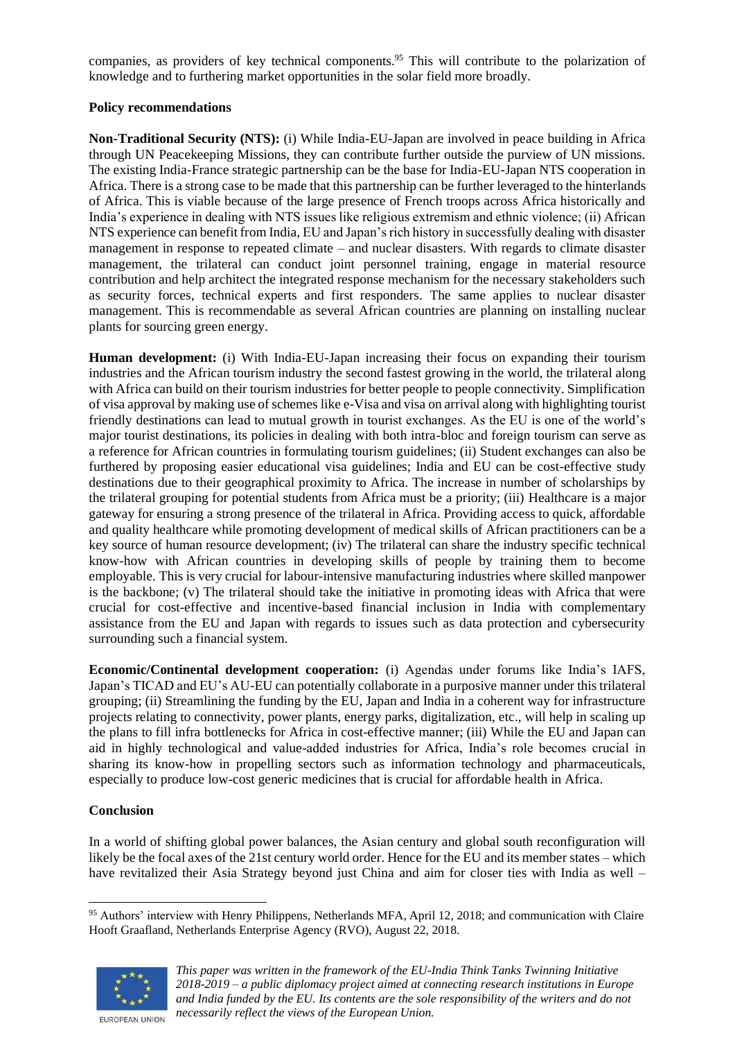companies, as providers of key technical components.[95] This will contribute to the polarization of knowledge and to furthering market opportunities in the solar field more broadly.

**Policy recommendations**

**Non-Traditional Security (NTS):** (i) While India-EU-Japan are involved in peace building in Africa through UN Peacekeeping Missions, they can contribute further outside the purview of UN missions. The existing India-France strategic partnership can be the base for India-EU-Japan NTS cooperation in Africa. There is a strong case to be made that this partnership can be further leveraged to the hinterlands of Africa. This is viable because of the large presence of French troops across Africa historically and India's experience in dealing with NTS issues like religious extremism and ethnic violence; (ii) African NTS experience can benefit from India, EU and Japan's rich history in successfully dealing with disaster management in response to repeated climate – and nuclear disasters. With regards to climate disaster management, the trilateral can conduct joint personnel training, engage in material resource contribution and help architect the integrated response mechanism for the necessary stakeholders such as security forces, technical experts and first responders. The same applies to nuclear disaster management. This is recommendable as several African countries are planning on installing nuclear plants for sourcing green energy.

**Human development:** (i) With India-EU-Japan increasing their focus on expanding their tourism industries and the African tourism industry the second fastest growing in the world, the trilateral along with Africa can build on their tourism industries for better people to people connectivity. Simplification of visa approval by making use of schemes like e-Visa and visa on arrival along with highlighting tourist friendly destinations can lead to mutual growth in tourist exchanges. As the EU is one of the world's major tourist destinations, its policies in dealing with both intra-bloc and foreign tourism can serve as a reference for African countries in formulating tourism guidelines; (ii) Student exchanges can also be furthered by proposing easier educational visa guidelines; India and EU can be cost-effective study destinations due to their geographical proximity to Africa. The increase in number of scholarships by the trilateral grouping for potential students from Africa must be a priority; (iii) Healthcare is a major gateway for ensuring a strong presence of the trilateral in Africa. Providing access to quick, affordable and quality healthcare while promoting development of medical skills of African practitioners can be a key source of human resource development; (iv) The trilateral can share the industry specific technical know-how with African countries in developing skills of people by training them to become employable. This is very crucial for labour-intensive manufacturing industries where skilled manpower is the backbone; (v) The trilateral should take the initiative in promoting ideas with Africa that were crucial for cost-effective and incentive-based financial inclusion in India with complementary assistance from the EU and Japan with regards to issues such as data protection and cybersecurity surrounding such a financial system.

**Economic/Continental development cooperation:** (i) Agendas under forums like India's IAFS, Japan's TICAD and EU's AU-EU can potentially collaborate in a purposive manner under this trilateral grouping; (ii) Streamlining the funding by the EU, Japan and India in a coherent way for infrastructure projects relating to connectivity, power plants, energy parks, digitalization, etc., will help in scaling up the plans to fill infra bottlenecks for Africa in cost-effective manner; (iii) While the EU and Japan can aid in highly technological and value-added industries for Africa, India's role becomes crucial in sharing its know-how in propelling sectors such as information technology and pharmaceuticals, especially to produce low-cost generic medicines that is crucial for affordable health in Africa.

**Conclusion**

In a world of shifting global power balances, the Asian century and global south reconfiguration will likely be the focal axes of the 21st century world order. Hence for the EU and its member states – which have revitalized their Asia Strategy beyond just China and aim for closer ties with India as well –

---

[95] Authors' interview with Henry Philippens, Netherlands MFA, April 12, 2018; and communication with Claire Hooft Graafland, Netherlands Enterprise Agency (RVO), August 22, 2018.

*This paper was written in the framework of the EU-India Think Tanks Twinning Initiative 2018-2019 – a public diplomacy project aimed at connecting research institutions in Europe and India funded by the EU. Its contents are the sole responsibility of the writers and do not necessarily reflect the views of the European Union.*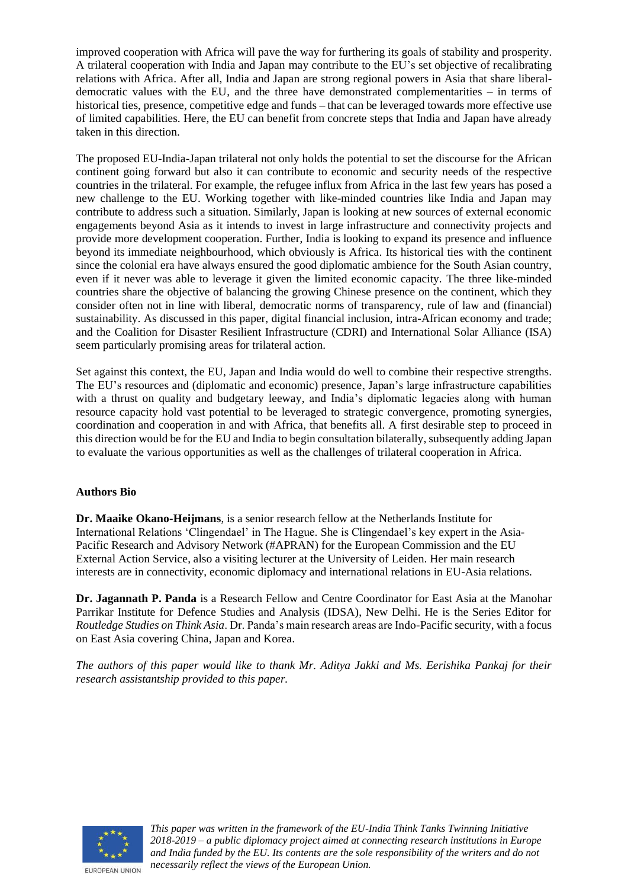improved cooperation with Africa will pave the way for furthering its goals of stability and prosperity. A trilateral cooperation with India and Japan may contribute to the EU's set objective of recalibrating relations with Africa. After all, India and Japan are strong regional powers in Asia that share liberal-democratic values with the EU, and the three have demonstrated complementarities – in terms of historical ties, presence, competitive edge and funds – that can be leveraged towards more effective use of limited capabilities. Here, the EU can benefit from concrete steps that India and Japan have already taken in this direction.

The proposed EU-India-Japan trilateral not only holds the potential to set the discourse for the African continent going forward but also it can contribute to economic and security needs of the respective countries in the trilateral. For example, the refugee influx from Africa in the last few years has posed a new challenge to the EU. Working together with like-minded countries like India and Japan may contribute to address such a situation. Similarly, Japan is looking at new sources of external economic engagements beyond Asia as it intends to invest in large infrastructure and connectivity projects and provide more development cooperation. Further, India is looking to expand its presence and influence beyond its immediate neighbourhood, which obviously is Africa. Its historical ties with the continent since the colonial era have always ensured the good diplomatic ambience for the South Asian country, even if it never was able to leverage it given the limited economic capacity. The three like-minded countries share the objective of balancing the growing Chinese presence on the continent, which they consider often not in line with liberal, democratic norms of transparency, rule of law and (financial) sustainability. As discussed in this paper, digital financial inclusion, intra-African economy and trade; and the Coalition for Disaster Resilient Infrastructure (CDRI) and International Solar Alliance (ISA) seem particularly promising areas for trilateral action.

Set against this context, the EU, Japan and India would do well to combine their respective strengths. The EU's resources and (diplomatic and economic) presence, Japan's large infrastructure capabilities with a thrust on quality and budgetary leeway, and India's diplomatic legacies along with human resource capacity hold vast potential to be leveraged to strategic convergence, promoting synergies, coordination and cooperation in and with Africa, that benefits all. A first desirable step to proceed in this direction would be for the EU and India to begin consultation bilaterally, subsequently adding Japan to evaluate the various opportunities as well as the challenges of trilateral cooperation in Africa.

**Authors Bio**

**Dr. Maaike Okano-Heijmans**, is a senior research fellow at the Netherlands Institute for International Relations 'Clingendael' in The Hague. She is Clingendael's key expert in the Asia-Pacific Research and Advisory Network (#APRAN) for the European Commission and the EU External Action Service, also a visiting lecturer at the University of Leiden. Her main research interests are in connectivity, economic diplomacy and international relations in EU-Asia relations.

**Dr. Jagannath P. Panda** is a Research Fellow and Centre Coordinator for East Asia at the Manohar Parrikar Institute for Defence Studies and Analysis (IDSA), New Delhi. He is the Series Editor for *Routledge Studies on Think Asia*. Dr. Panda's main research areas are Indo-Pacific security, with a focus on East Asia covering China, Japan and Korea.

*The authors of this paper would like to thank Mr. Aditya Jakki and Ms. Eerishika Pankaj for their research assistantship provided to this paper.*

EUROPEAN UNION

*This paper was written in the framework of the EU-India Think Tanks Twinning Initiative 2018-2019 – a public diplomacy project aimed at connecting research institutions in Europe and India funded by the EU. Its contents are the sole responsibility of the writers and do not necessarily reflect the views of the European Union.*